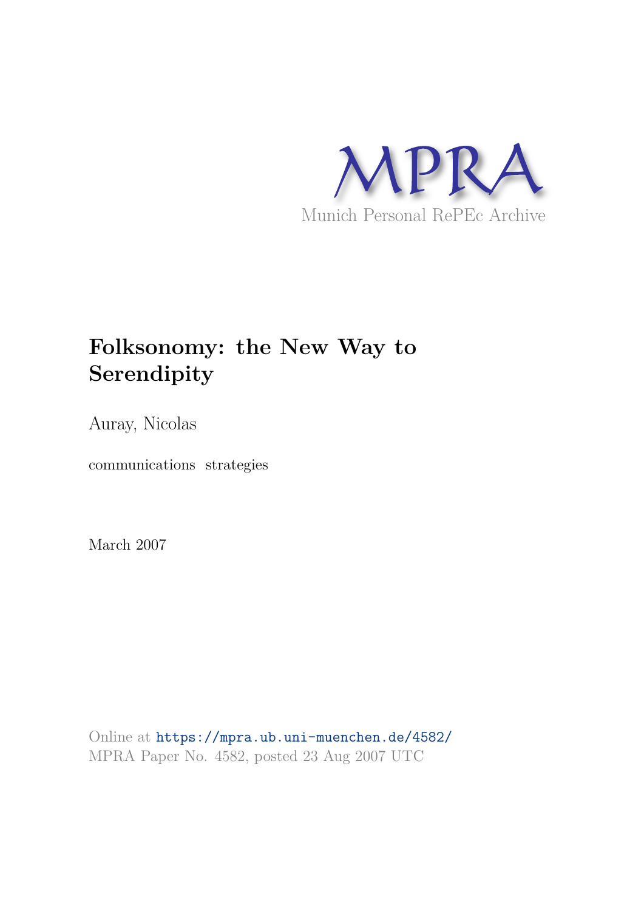MPRA

Munich Personal RePEc Archive

# Folksonomy: the New Way to Serendipity

Auray, Nicolas

communications strategies

March 2007

Online at https://mpra.ub.uni-muenchen.de/4582/
MPRA Paper No. 4582, posted 23 Aug 2007 UTC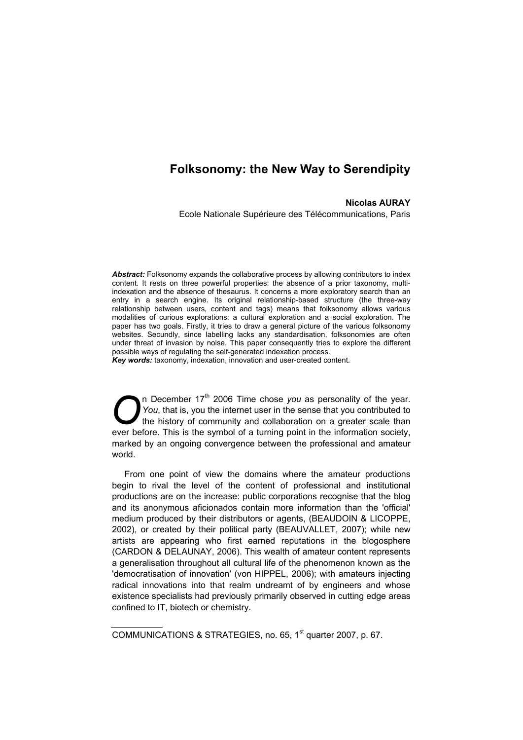# Folksonomy: the New Way to Serendipity

**Nicolas AURAY**
Ecole Nationale Supérieure des Télécommunications, Paris

***Abstract:*** Folksonomy expands the collaborative process by allowing contributors to index content. It rests on three powerful properties: the absence of a prior taxonomy, multi-indexation and the absence of thesaurus. It concerns a more exploratory search than an entry in a search engine. Its original relationship-based structure (the three-way relationship between users, content and tags) means that folksonomy allows various modalities of curious explorations: a cultural exploration and a social exploration. The paper has two goals. Firstly, it tries to draw a general picture of the various folksonomy websites. Secundly, since labelling lacks any standardisation, folksonomies are often under threat of invasion by noise. This paper consequently tries to explore the different possible ways of regulating the self-generated indexation process.
***Key words:*** taxonomy, indexation, innovation and user-created content.

On December 17th 2006 Time chose *you* as personality of the year. *You*, that is, you the internet user in the sense that you contributed to the history of community and collaboration on a greater scale than ever before. This is the symbol of a turning point in the information society, marked by an ongoing convergence between the professional and amateur world.

From one point of view the domains where the amateur productions begin to rival the level of the content of professional and institutional productions are on the increase: public corporations recognise that the blog and its anonymous aficionados contain more information than the 'official' medium produced by their distributors or agents, (BEAUDOIN & LICOPPE, 2002), or created by their political party (BEAUVALLET, 2007); while new artists are appearing who first earned reputations in the blogosphere (CARDON & DELAUNAY, 2006). This wealth of amateur content represents a generalisation throughout all cultural life of the phenomenon known as the 'democratisation of innovation' (von HIPPEL, 2006); with amateurs injecting radical innovations into that realm undreamt of by engineers and whose existence specialists had previously primarily observed in cutting edge areas confined to IT, biotech or chemistry.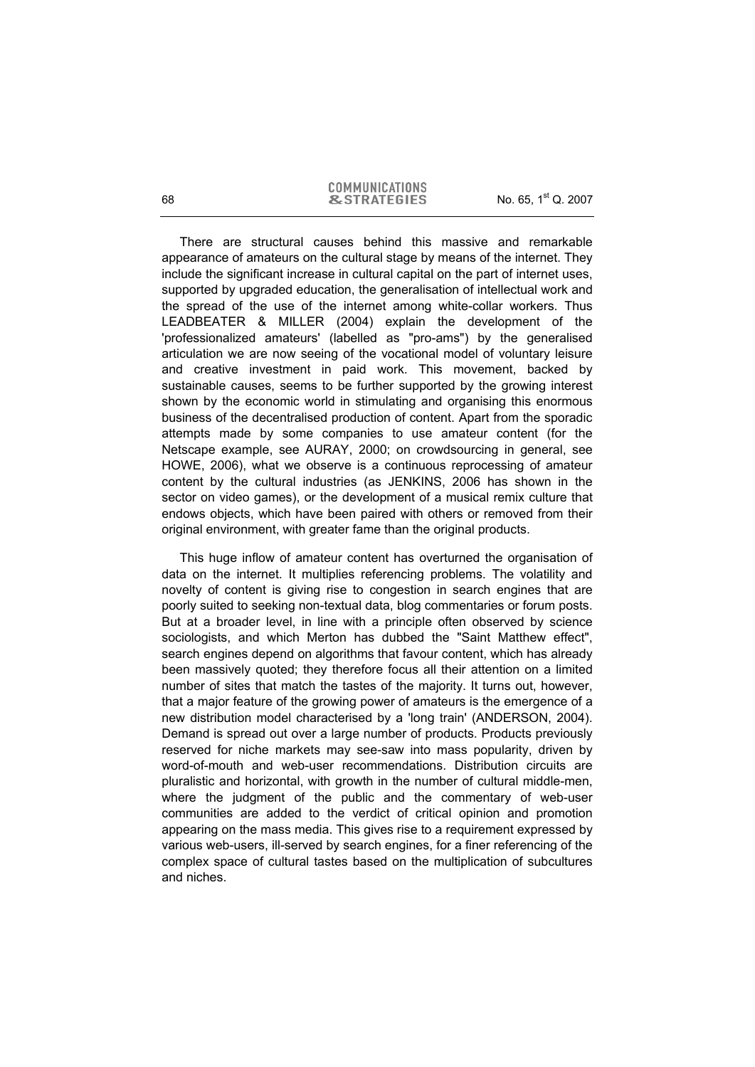There are structural causes behind this massive and remarkable appearance of amateurs on the cultural stage by means of the internet. They include the significant increase in cultural capital on the part of internet uses, supported by upgraded education, the generalisation of intellectual work and the spread of the use of the internet among white-collar workers. Thus LEADBEATER & MILLER (2004) explain the development of the 'professionalized amateurs' (labelled as "pro-ams") by the generalised articulation we are now seeing of the vocational model of voluntary leisure and creative investment in paid work. This movement, backed by sustainable causes, seems to be further supported by the growing interest shown by the economic world in stimulating and organising this enormous business of the decentralised production of content. Apart from the sporadic attempts made by some companies to use amateur content (for the Netscape example, see AURAY, 2000; on crowdsourcing in general, see HOWE, 2006), what we observe is a continuous reprocessing of amateur content by the cultural industries (as JENKINS, 2006 has shown in the sector on video games), or the development of a musical remix culture that endows objects, which have been paired with others or removed from their original environment, with greater fame than the original products.

This huge inflow of amateur content has overturned the organisation of data on the internet. It multiplies referencing problems. The volatility and novelty of content is giving rise to congestion in search engines that are poorly suited to seeking non-textual data, blog commentaries or forum posts. But at a broader level, in line with a principle often observed by science sociologists, and which Merton has dubbed the "Saint Matthew effect", search engines depend on algorithms that favour content, which has already been massively quoted; they therefore focus all their attention on a limited number of sites that match the tastes of the majority. It turns out, however, that a major feature of the growing power of amateurs is the emergence of a new distribution model characterised by a 'long train' (ANDERSON, 2004). Demand is spread out over a large number of products. Products previously reserved for niche markets may see-saw into mass popularity, driven by word-of-mouth and web-user recommendations. Distribution circuits are pluralistic and horizontal, with growth in the number of cultural middle-men, where the judgment of the public and the commentary of web-user communities are added to the verdict of critical opinion and promotion appearing on the mass media. This gives rise to a requirement expressed by various web-users, ill-served by search engines, for a finer referencing of the complex space of cultural tastes based on the multiplication of subcultures and niches.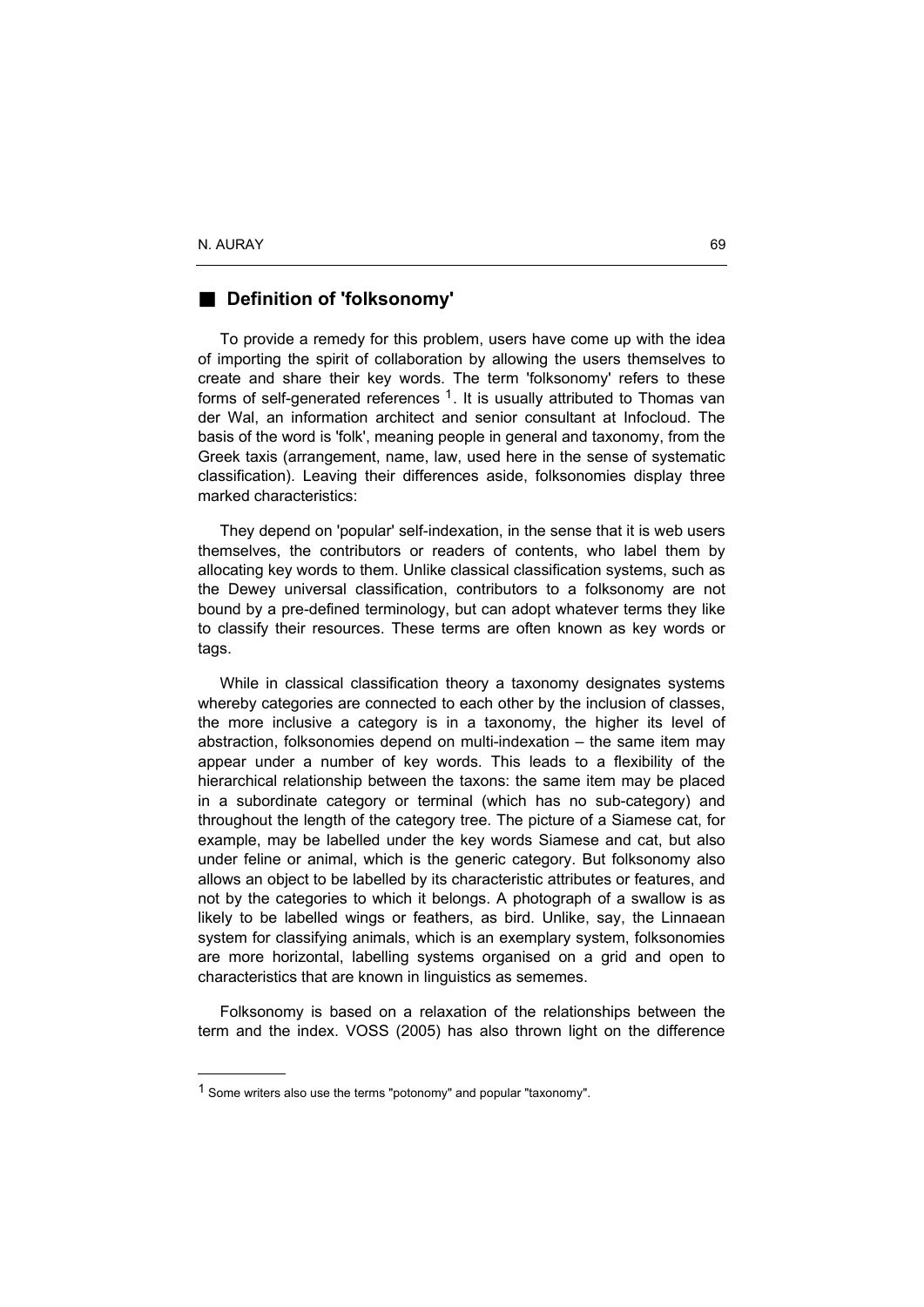## Definition of 'folksonomy'

To provide a remedy for this problem, users have come up with the idea of importing the spirit of collaboration by allowing the users themselves to create and share their key words. The term 'folksonomy' refers to these forms of self-generated references [1]. It is usually attributed to Thomas van der Wal, an information architect and senior consultant at Infocloud. The basis of the word is 'folk', meaning people in general and taxonomy, from the Greek taxis (arrangement, name, law, used here in the sense of systematic classification). Leaving their differences aside, folksonomies display three marked characteristics:

They depend on 'popular' self-indexation, in the sense that it is web users themselves, the contributors or readers of contents, who label them by allocating key words to them. Unlike classical classification systems, such as the Dewey universal classification, contributors to a folksonomy are not bound by a pre-defined terminology, but can adopt whatever terms they like to classify their resources. These terms are often known as key words or tags.

While in classical classification theory a taxonomy designates systems whereby categories are connected to each other by the inclusion of classes, the more inclusive a category is in a taxonomy, the higher its level of abstraction, folksonomies depend on multi-indexation – the same item may appear under a number of key words. This leads to a flexibility of the hierarchical relationship between the taxons: the same item may be placed in a subordinate category or terminal (which has no sub-category) and throughout the length of the category tree. The picture of a Siamese cat, for example, may be labelled under the key words Siamese and cat, but also under feline or animal, which is the generic category. But folksonomy also allows an object to be labelled by its characteristic attributes or features, and not by the categories to which it belongs. A photograph of a swallow is as likely to be labelled wings or feathers, as bird. Unlike, say, the Linnaean system for classifying animals, which is an exemplary system, folksonomies are more horizontal, labelling systems organised on a grid and open to characteristics that are known in linguistics as sememes.

Folksonomy is based on a relaxation of the relationships between the term and the index. VOSS (2005) has also thrown light on the difference

[1] Some writers also use the terms "potonomy" and popular "taxonomy".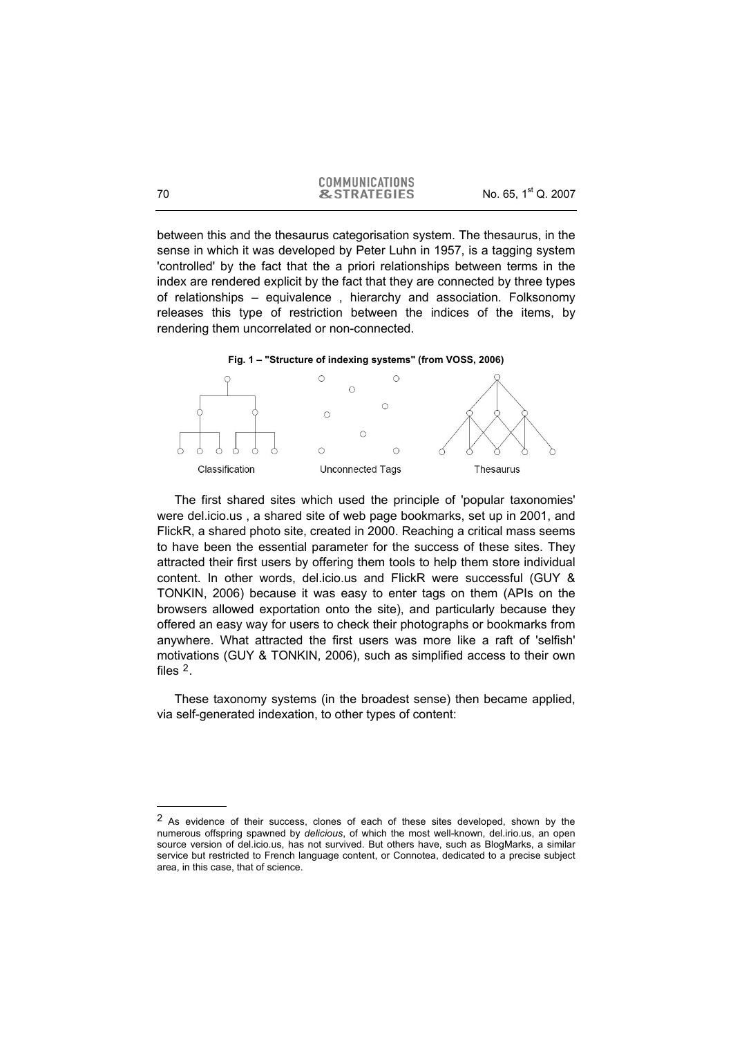between this and the thesaurus categorisation system. The thesaurus, in the sense in which it was developed by Peter Luhn in 1957, is a tagging system 'controlled' by the fact that the a priori relationships between terms in the index are rendered explicit by the fact that they are connected by three types of relationships – equivalence , hierarchy and association. Folksonomy releases this type of restriction between the indices of the items, by rendering them uncorrelated or non-connected.

**Fig. 1 – "Structure of indexing systems" (from VOSS, 2006)**

Classification Unconnected Tags Thesaurus

The first shared sites which used the principle of 'popular taxonomies' were del.icio.us , a shared site of web page bookmarks, set up in 2001, and FlickR, a shared photo site, created in 2000. Reaching a critical mass seems to have been the essential parameter for the success of these sites. They attracted their first users by offering them tools to help them store individual content. In other words, del.icio.us and FlickR were successful (GUY & TONKIN, 2006) because it was easy to enter tags on them (APIs on the browsers allowed exportation onto the site), and particularly because they offered an easy way for users to check their photographs or bookmarks from anywhere. What attracted the first users was more like a raft of 'selfish' motivations (GUY & TONKIN, 2006), such as simplified access to their own files [2].

These taxonomy systems (in the broadest sense) then became applied, via self-generated indexation, to other types of content:

---

[2] As evidence of their success, clones of each of these sites developed, shown by the numerous offspring spawned by *delicious*, of which the most well-known, del.irio.us, an open source version of del.icio.us, has not survived. But others have, such as BlogMarks, a similar service but restricted to French language content, or Connotea, dedicated to a precise subject area, in this case, that of science.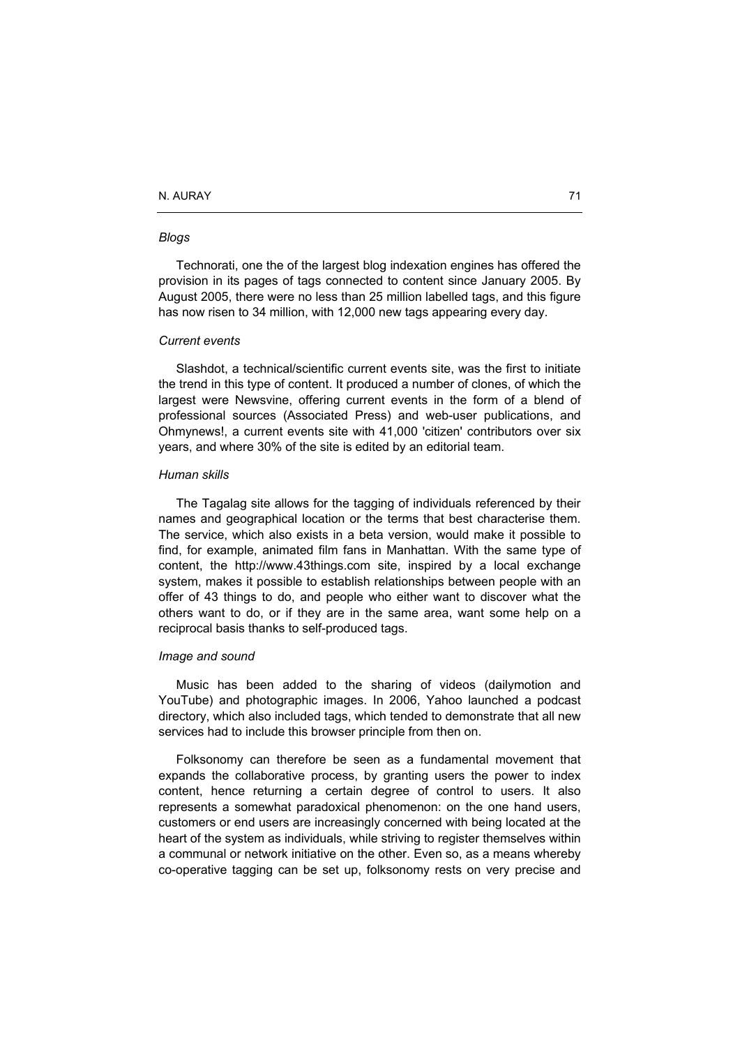*Blogs*

Technorati, one the of the largest blog indexation engines has offered the provision in its pages of tags connected to content since January 2005. By August 2005, there were no less than 25 million labelled tags, and this figure has now risen to 34 million, with 12,000 new tags appearing every day.

*Current events*

Slashdot, a technical/scientific current events site, was the first to initiate the trend in this type of content. It produced a number of clones, of which the largest were Newsvine, offering current events in the form of a blend of professional sources (Associated Press) and web-user publications, and Ohmynews!, a current events site with 41,000 'citizen' contributors over six years, and where 30% of the site is edited by an editorial team.

*Human skills*

The Tagalag site allows for the tagging of individuals referenced by their names and geographical location or the terms that best characterise them. The service, which also exists in a beta version, would make it possible to find, for example, animated film fans in Manhattan. With the same type of content, the http://www.43things.com site, inspired by a local exchange system, makes it possible to establish relationships between people with an offer of 43 things to do, and people who either want to discover what the others want to do, or if they are in the same area, want some help on a reciprocal basis thanks to self-produced tags.

*Image and sound*

Music has been added to the sharing of videos (dailymotion and YouTube) and photographic images. In 2006, Yahoo launched a podcast directory, which also included tags, which tended to demonstrate that all new services had to include this browser principle from then on.

Folksonomy can therefore be seen as a fundamental movement that expands the collaborative process, by granting users the power to index content, hence returning a certain degree of control to users. It also represents a somewhat paradoxical phenomenon: on the one hand users, customers or end users are increasingly concerned with being located at the heart of the system as individuals, while striving to register themselves within a communal or network initiative on the other. Even so, as a means whereby co-operative tagging can be set up, folksonomy rests on very precise and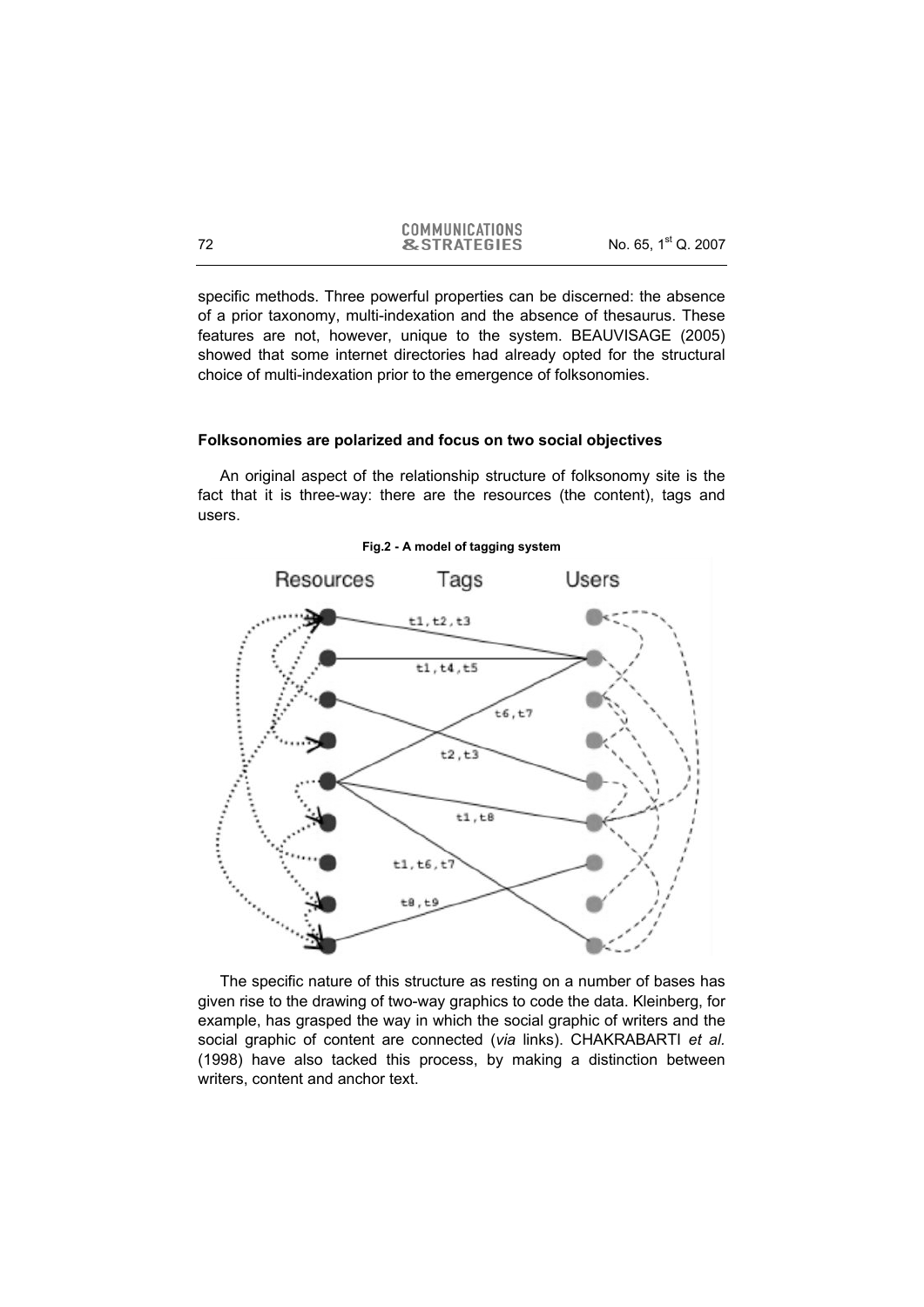specific methods. Three powerful properties can be discerned: the absence of a prior taxonomy, multi-indexation and the absence of thesaurus. These features are not, however, unique to the system. BEAUVISAGE (2005) showed that some internet directories had already opted for the structural choice of multi-indexation prior to the emergence of folksonomies.

### Folksonomies are polarized and focus on two social objectives

An original aspect of the relationship structure of folksonomy site is the fact that it is three-way: there are the resources (the content), tags and users.

**Fig.2 - A model of tagging system**

The specific nature of this structure as resting on a number of bases has given rise to the drawing of two-way graphics to code the data. Kleinberg, for example, has grasped the way in which the social graphic of writers and the social graphic of content are connected (*via* links). CHAKRABARTI *et al.* (1998) have also tacked this process, by making a distinction between writers, content and anchor text.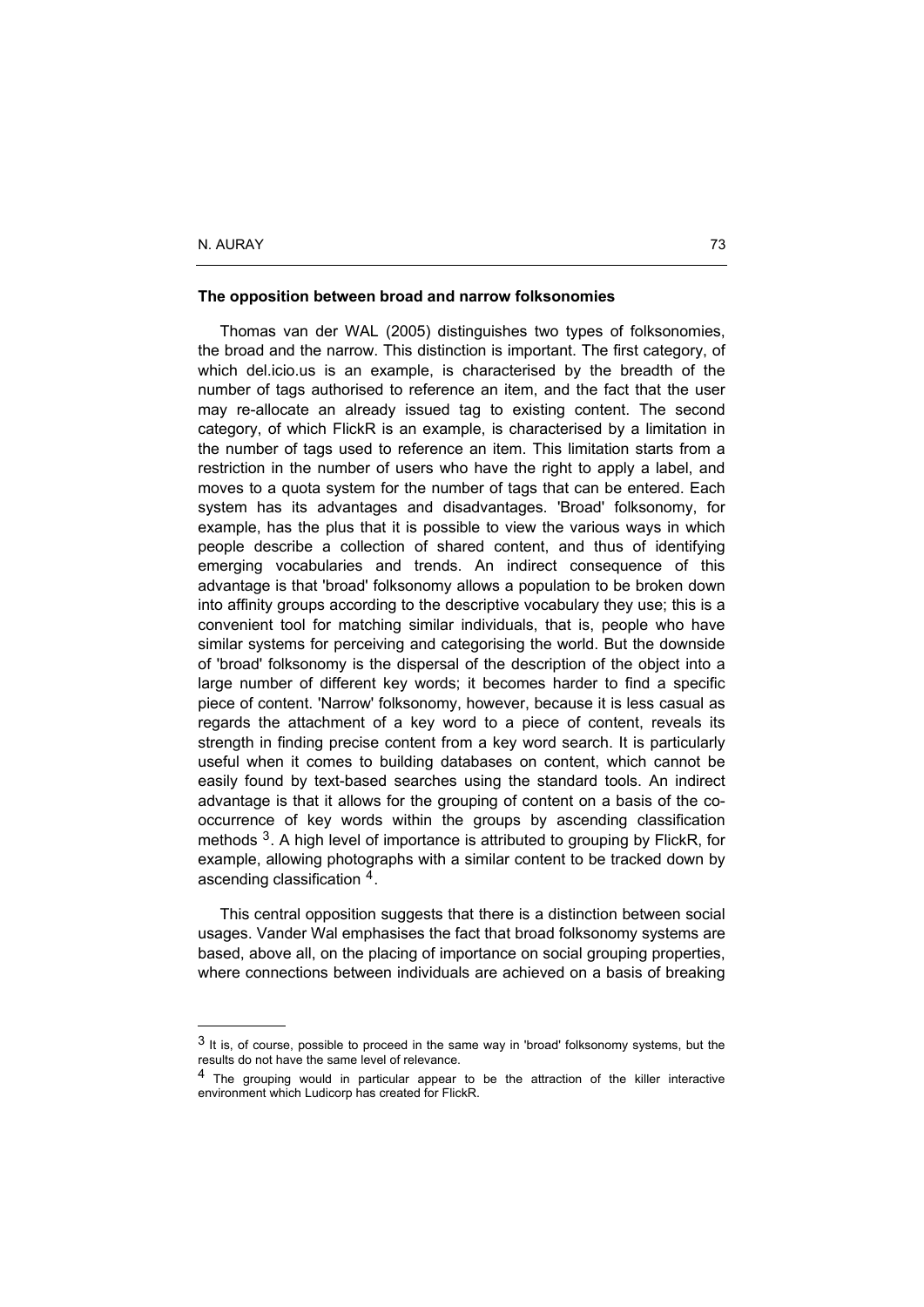**The opposition between broad and narrow folksonomies**

Thomas van der WAL (2005) distinguishes two types of folksonomies, the broad and the narrow. This distinction is important. The first category, of which del.icio.us is an example, is characterised by the breadth of the number of tags authorised to reference an item, and the fact that the user may re-allocate an already issued tag to existing content. The second category, of which FlickR is an example, is characterised by a limitation in the number of tags used to reference an item. This limitation starts from a restriction in the number of users who have the right to apply a label, and moves to a quota system for the number of tags that can be entered. Each system has its advantages and disadvantages. 'Broad' folksonomy, for example, has the plus that it is possible to view the various ways in which people describe a collection of shared content, and thus of identifying emerging vocabularies and trends. An indirect consequence of this advantage is that 'broad' folksonomy allows a population to be broken down into affinity groups according to the descriptive vocabulary they use; this is a convenient tool for matching similar individuals, that is, people who have similar systems for perceiving and categorising the world. But the downside of 'broad' folksonomy is the dispersal of the description of the object into a large number of different key words; it becomes harder to find a specific piece of content. 'Narrow' folksonomy, however, because it is less casual as regards the attachment of a key word to a piece of content, reveals its strength in finding precise content from a key word search. It is particularly useful when it comes to building databases on content, which cannot be easily found by text-based searches using the standard tools. An indirect advantage is that it allows for the grouping of content on a basis of the co-occurrence of key words within the groups by ascending classification methods [3]. A high level of importance is attributed to grouping by FlickR, for example, allowing photographs with a similar content to be tracked down by ascending classification [4].

This central opposition suggests that there is a distinction between social usages. Vander Wal emphasises the fact that broad folksonomy systems are based, above all, on the placing of importance on social grouping properties, where connections between individuals are achieved on a basis of breaking

---

[3] It is, of course, possible to proceed in the same way in 'broad' folksonomy systems, but the results do not have the same level of relevance.

[4] The grouping would in particular appear to be the attraction of the killer interactive environment which Ludicorp has created for FlickR.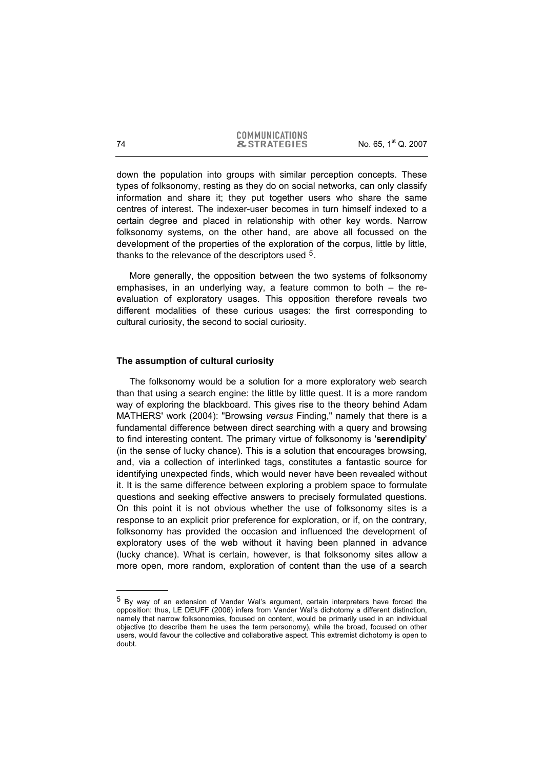down the population into groups with similar perception concepts. These types of folksonomy, resting as they do on social networks, can only classify information and share it; they put together users who share the same centres of interest. The indexer-user becomes in turn himself indexed to a certain degree and placed in relationship with other key words. Narrow folksonomy systems, on the other hand, are above all focussed on the development of the properties of the exploration of the corpus, little by little, thanks to the relevance of the descriptors used [5].

More generally, the opposition between the two systems of folksonomy emphasises, in an underlying way, a feature common to both – the re-evaluation of exploratory usages. This opposition therefore reveals two different modalities of these curious usages: the first corresponding to cultural curiosity, the second to social curiosity.

### The assumption of cultural curiosity

The folksonomy would be a solution for a more exploratory web search than that using a search engine: the little by little quest. It is a more random way of exploring the blackboard. This gives rise to the theory behind Adam MATHERS' work (2004): "Browsing *versus* Finding," namely that there is a fundamental difference between direct searching with a query and browsing to find interesting content. The primary virtue of folksonomy is '**serendipity**' (in the sense of lucky chance). This is a solution that encourages browsing, and, via a collection of interlinked tags, constitutes a fantastic source for identifying unexpected finds, which would never have been revealed without it. It is the same difference between exploring a problem space to formulate questions and seeking effective answers to precisely formulated questions. On this point it is not obvious whether the use of folksonomy sites is a response to an explicit prior preference for exploration, or if, on the contrary, folksonomy has provided the occasion and influenced the development of exploratory uses of the web without it having been planned in advance (lucky chance). What is certain, however, is that folksonomy sites allow a more open, more random, exploration of content than the use of a search

---

[5] By way of an extension of Vander Wal's argument, certain interpreters have forced the opposition: thus, LE DEUFF (2006) infers from Vander Wal's dichotomy a different distinction, namely that narrow folksonomies, focused on content, would be primarily used in an individual objective (to describe them he uses the term personomy), while the broad, focused on other users, would favour the collective and collaborative aspect. This extremist dichotomy is open to doubt.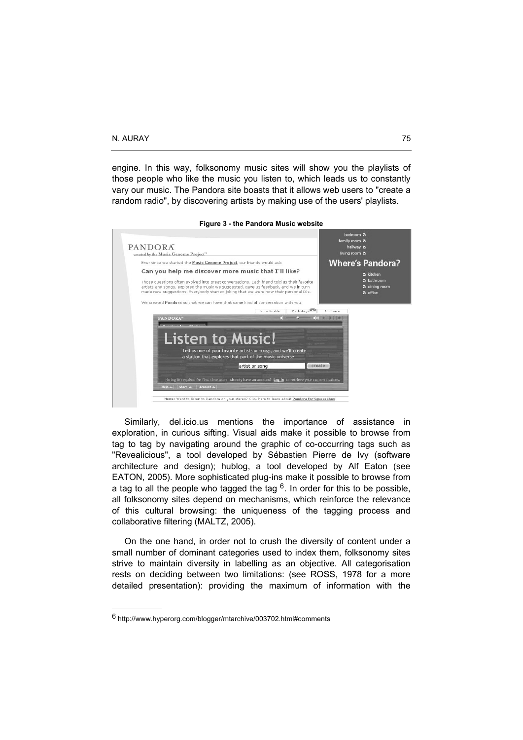engine. In this way, folksonomy music sites will show you the playlists of those people who like the music you listen to, which leads us to constantly vary our music. The Pandora site boasts that it allows web users to "create a random radio", by discovering artists by making use of the users' playlists.

**Figure 3 - the Pandora Music website**

Similarly, del.icio.us mentions the importance of assistance in exploration, in curious sifting. Visual aids make it possible to browse from tag to tag by navigating around the graphic of co-occurring tags such as "Revealicious", a tool developed by Sébastien Pierre de Ivy (software architecture and design); hublog, a tool developed by Alf Eaton (see EATON, 2005). More sophisticated plug-ins make it possible to browse from a tag to all the people who tagged the tag [6]. In order for this to be possible, all folksonomy sites depend on mechanisms, which reinforce the relevance of this cultural browsing: the uniqueness of the tagging process and collaborative filtering (MALTZ, 2005).

On the one hand, in order not to crush the diversity of content under a small number of dominant categories used to index them, folksonomy sites strive to maintain diversity in labelling as an objective. All categorisation rests on deciding between two limitations: (see ROSS, 1978 for a more detailed presentation): providing the maximum of information with the

---

[6] http://www.hyperorg.com/blogger/mtarchive/003702.html#comments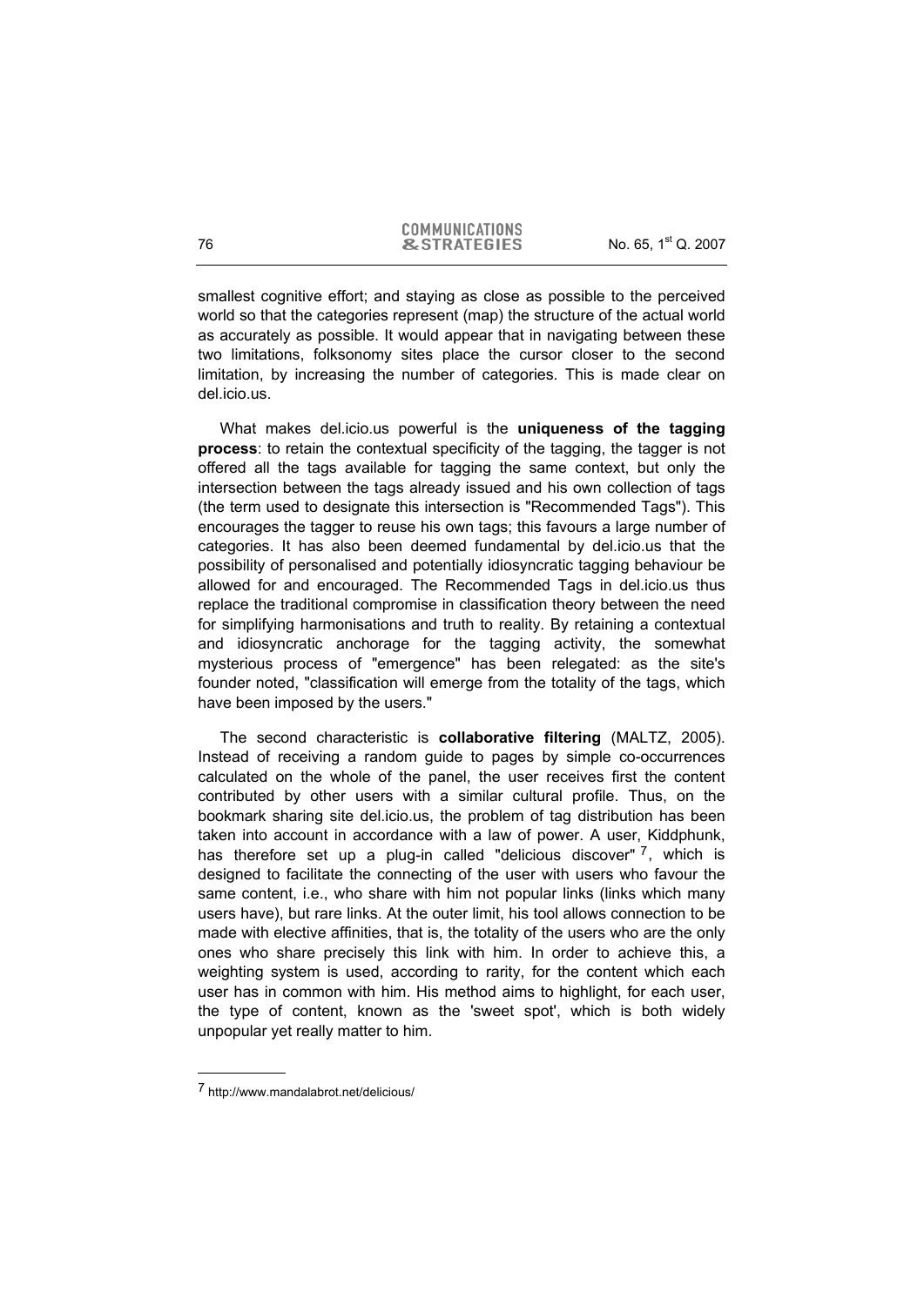smallest cognitive effort; and staying as close as possible to the perceived world so that the categories represent (map) the structure of the actual world as accurately as possible. It would appear that in navigating between these two limitations, folksonomy sites place the cursor closer to the second limitation, by increasing the number of categories. This is made clear on del.icio.us.

What makes del.icio.us powerful is the **uniqueness of the tagging process**: to retain the contextual specificity of the tagging, the tagger is not offered all the tags available for tagging the same context, but only the intersection between the tags already issued and his own collection of tags (the term used to designate this intersection is "Recommended Tags"). This encourages the tagger to reuse his own tags; this favours a large number of categories. It has also been deemed fundamental by del.icio.us that the possibility of personalised and potentially idiosyncratic tagging behaviour be allowed for and encouraged. The Recommended Tags in del.icio.us thus replace the traditional compromise in classification theory between the need for simplifying harmonisations and truth to reality. By retaining a contextual and idiosyncratic anchorage for the tagging activity, the somewhat mysterious process of "emergence" has been relegated: as the site's founder noted, "classification will emerge from the totality of the tags, which have been imposed by the users."

The second characteristic is **collaborative filtering** (MALTZ, 2005). Instead of receiving a random guide to pages by simple co-occurrences calculated on the whole of the panel, the user receives first the content contributed by other users with a similar cultural profile. Thus, on the bookmark sharing site del.icio.us, the problem of tag distribution has been taken into account in accordance with a law of power. A user, Kiddphunk, has therefore set up a plug-in called "delicious discover" [7], which is designed to facilitate the connecting of the user with users who favour the same content, i.e., who share with him not popular links (links which many users have), but rare links. At the outer limit, his tool allows connection to be made with elective affinities, that is, the totality of the users who are the only ones who share precisely this link with him. In order to achieve this, a weighting system is used, according to rarity, for the content which each user has in common with him. His method aims to highlight, for each user, the type of content, known as the 'sweet spot', which is both widely unpopular yet really matter to him.

---

7 http://www.mandalabrot.net/delicious/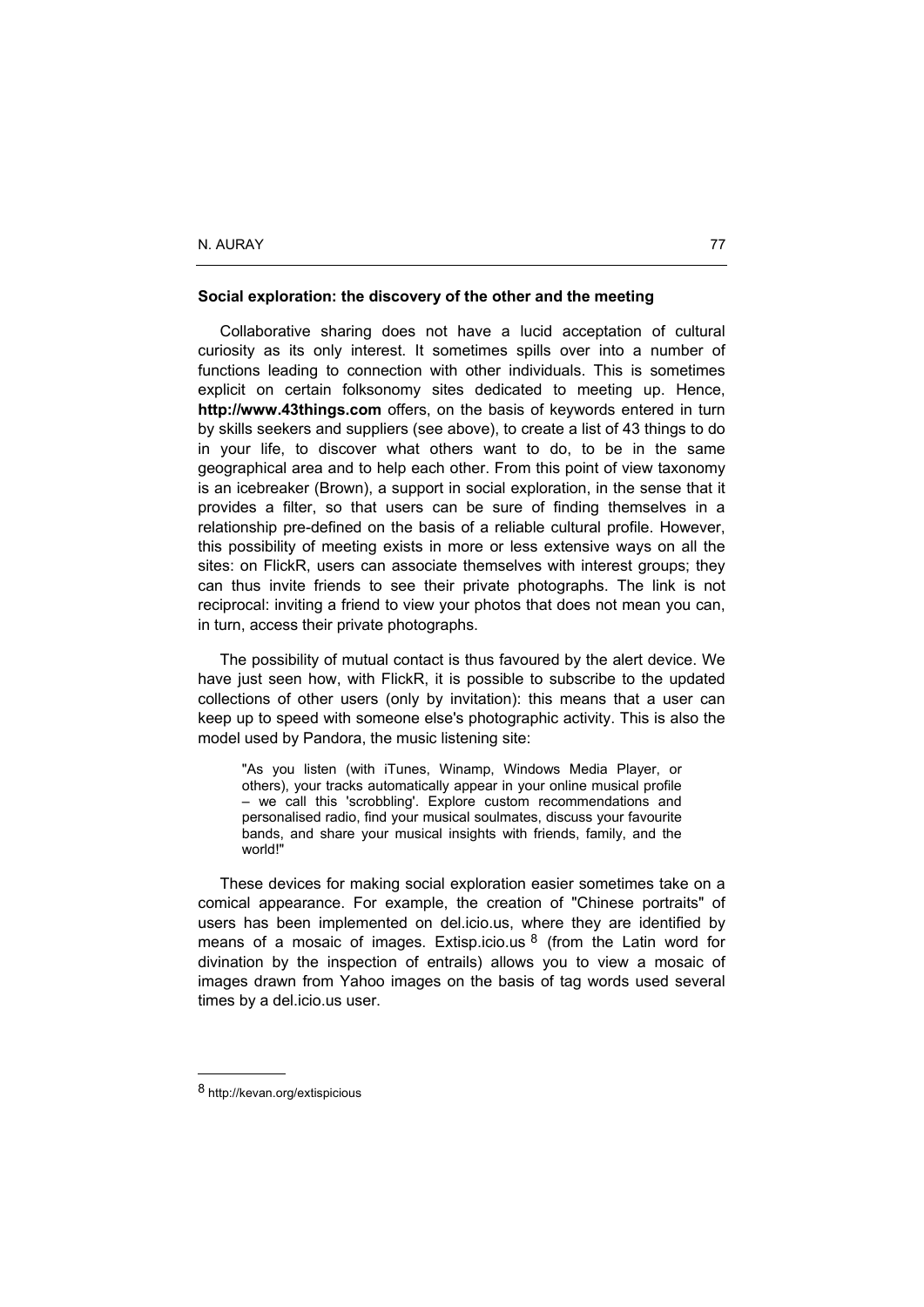**Social exploration: the discovery of the other and the meeting**

Collaborative sharing does not have a lucid acceptation of cultural curiosity as its only interest. It sometimes spills over into a number of functions leading to connection with other individuals. This is sometimes explicit on certain folksonomy sites dedicated to meeting up. Hence, **http://www.43things.com** offers, on the basis of keywords entered in turn by skills seekers and suppliers (see above), to create a list of 43 things to do in your life, to discover what others want to do, to be in the same geographical area and to help each other. From this point of view taxonomy is an icebreaker (Brown), a support in social exploration, in the sense that it provides a filter, so that users can be sure of finding themselves in a relationship pre-defined on the basis of a reliable cultural profile. However, this possibility of meeting exists in more or less extensive ways on all the sites: on FlickR, users can associate themselves with interest groups; they can thus invite friends to see their private photographs. The link is not reciprocal: inviting a friend to view your photos that does not mean you can, in turn, access their private photographs.

The possibility of mutual contact is thus favoured by the alert device. We have just seen how, with FlickR, it is possible to subscribe to the updated collections of other users (only by invitation): this means that a user can keep up to speed with someone else's photographic activity. This is also the model used by Pandora, the music listening site:

> "As you listen (with iTunes, Winamp, Windows Media Player, or others), your tracks automatically appear in your online musical profile – we call this 'scrobbling'. Explore custom recommendations and personalised radio, find your musical soulmates, discuss your favourite bands, and share your musical insights with friends, family, and the world!"

These devices for making social exploration easier sometimes take on a comical appearance. For example, the creation of "Chinese portraits" of users has been implemented on del.icio.us, where they are identified by means of a mosaic of images. Extisp.icio.us [8] (from the Latin word for divination by the inspection of entrails) allows you to view a mosaic of images drawn from Yahoo images on the basis of tag words used several times by a del.icio.us user.

---

[8] http://kevan.org/extispicious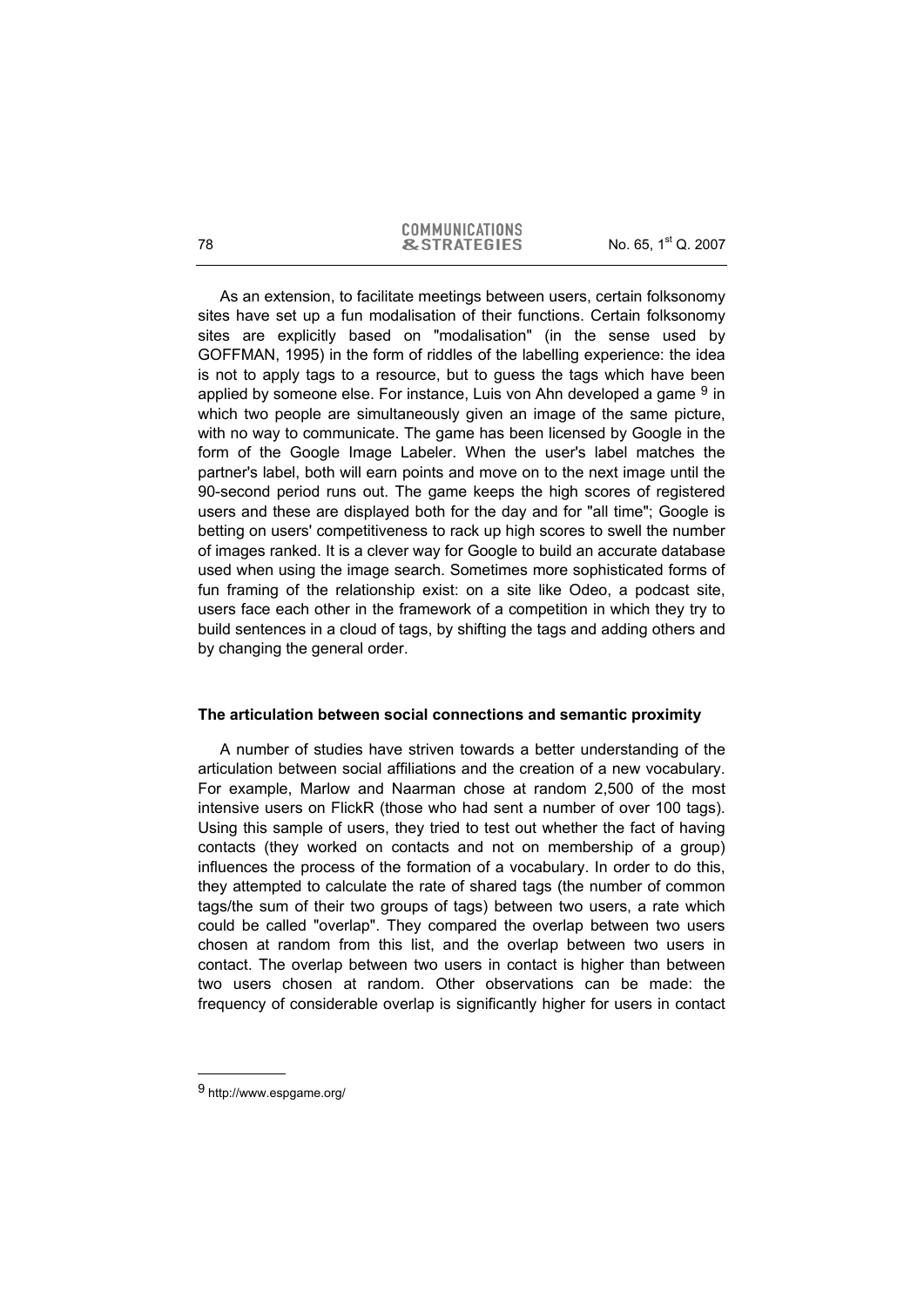As an extension, to facilitate meetings between users, certain folksonomy sites have set up a fun modalisation of their functions. Certain folksonomy sites are explicitly based on "modalisation" (in the sense used by GOFFMAN, 1995) in the form of riddles of the labelling experience: the idea is not to apply tags to a resource, but to guess the tags which have been applied by someone else. For instance, Luis von Ahn developed a game [9] in which two people are simultaneously given an image of the same picture, with no way to communicate. The game has been licensed by Google in the form of the Google Image Labeler. When the user's label matches the partner's label, both will earn points and move on to the next image until the 90-second period runs out. The game keeps the high scores of registered users and these are displayed both for the day and for "all time"; Google is betting on users' competitiveness to rack up high scores to swell the number of images ranked. It is a clever way for Google to build an accurate database used when using the image search. Sometimes more sophisticated forms of fun framing of the relationship exist: on a site like Odeo, a podcast site, users face each other in the framework of a competition in which they try to build sentences in a cloud of tags, by shifting the tags and adding others and by changing the general order.

### The articulation between social connections and semantic proximity

A number of studies have striven towards a better understanding of the articulation between social affiliations and the creation of a new vocabulary. For example, Marlow and Naarman chose at random 2,500 of the most intensive users on FlickR (those who had sent a number of over 100 tags). Using this sample of users, they tried to test out whether the fact of having contacts (they worked on contacts and not on membership of a group) influences the process of the formation of a vocabulary. In order to do this, they attempted to calculate the rate of shared tags (the number of common tags/the sum of their two groups of tags) between two users, a rate which could be called "overlap". They compared the overlap between two users chosen at random from this list, and the overlap between two users in contact. The overlap between two users in contact is higher than between two users chosen at random. Other observations can be made: the frequency of considerable overlap is significantly higher for users in contact

---

[9] http://www.espgame.org/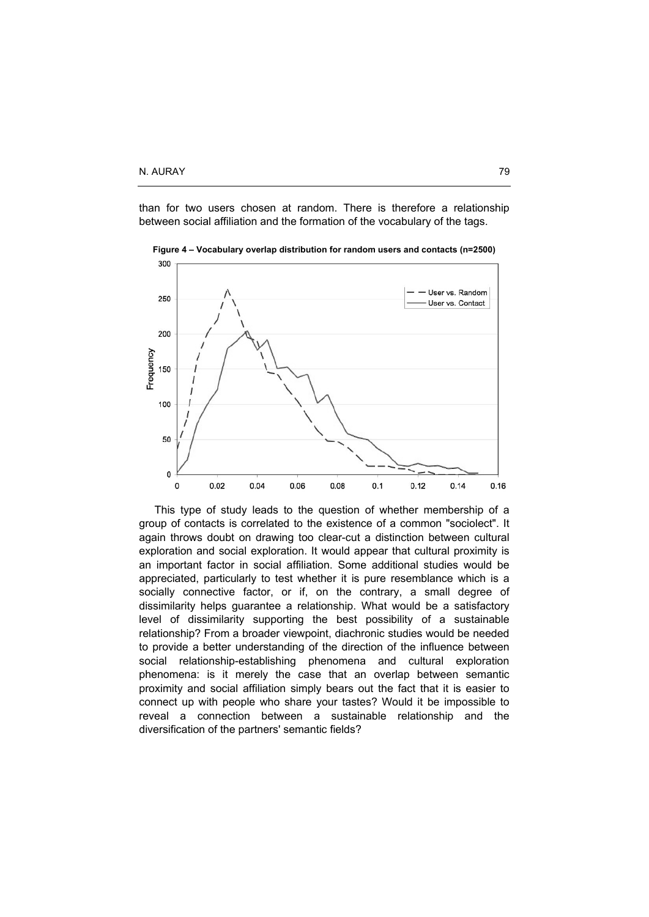than for two users chosen at random. There is therefore a relationship between social affiliation and the formation of the vocabulary of the tags.

**Figure 4 – Vocabulary overlap distribution for random users and contacts (n=2500)**

This type of study leads to the question of whether membership of a group of contacts is correlated to the existence of a common "sociolect". It again throws doubt on drawing too clear-cut a distinction between cultural exploration and social exploration. It would appear that cultural proximity is an important factor in social affiliation. Some additional studies would be appreciated, particularly to test whether it is pure resemblance which is a socially connective factor, or if, on the contrary, a small degree of dissimilarity helps guarantee a relationship. What would be a satisfactory level of dissimilarity supporting the best possibility of a sustainable relationship? From a broader viewpoint, diachronic studies would be needed to provide a better understanding of the direction of the influence between social relationship-establishing phenomena and cultural exploration phenomena: is it merely the case that an overlap between semantic proximity and social affiliation simply bears out the fact that it is easier to connect up with people who share your tastes? Would it be impossible to reveal a connection between a sustainable relationship and the diversification of the partners' semantic fields?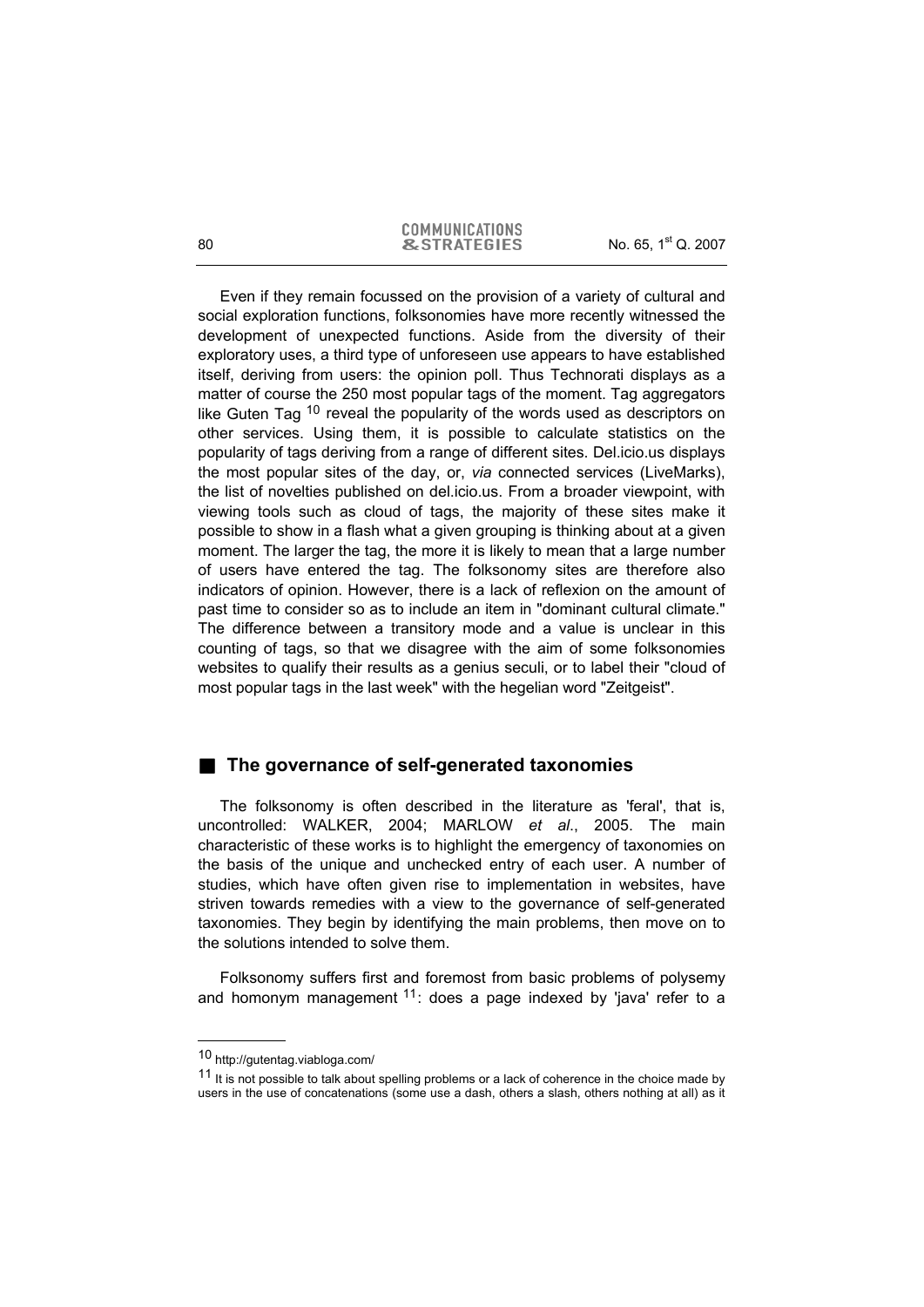Even if they remain focussed on the provision of a variety of cultural and social exploration functions, folksonomies have more recently witnessed the development of unexpected functions. Aside from the diversity of their exploratory uses, a third type of unforeseen use appears to have established itself, deriving from users: the opinion poll. Thus Technorati displays as a matter of course the 250 most popular tags of the moment. Tag aggregators like Guten Tag [10] reveal the popularity of the words used as descriptors on other services. Using them, it is possible to calculate statistics on the popularity of tags deriving from a range of different sites. Del.icio.us displays the most popular sites of the day, or, *via* connected services (LiveMarks), the list of novelties published on del.icio.us. From a broader viewpoint, with viewing tools such as cloud of tags, the majority of these sites make it possible to show in a flash what a given grouping is thinking about at a given moment. The larger the tag, the more it is likely to mean that a large number of users have entered the tag. The folksonomy sites are therefore also indicators of opinion. However, there is a lack of reflexion on the amount of past time to consider so as to include an item in "dominant cultural climate." The difference between a transitory mode and a value is unclear in this counting of tags, so that we disagree with the aim of some folksonomies websites to qualify their results as a genius seculi, or to label their "cloud of most popular tags in the last week" with the hegelian word "Zeitgeist".

## The governance of self-generated taxonomies

The folksonomy is often described in the literature as 'feral', that is, uncontrolled: WALKER, 2004; MARLOW *et al*., 2005. The main characteristic of these works is to highlight the emergency of taxonomies on the basis of the unique and unchecked entry of each user. A number of studies, which have often given rise to implementation in websites, have striven towards remedies with a view to the governance of self-generated taxonomies. They begin by identifying the main problems, then move on to the solutions intended to solve them.

Folksonomy suffers first and foremost from basic problems of polysemy and homonym management [11]: does a page indexed by 'java' refer to a

---

[10] http://gutentag.viabloga.com/

[11] It is not possible to talk about spelling problems or a lack of coherence in the choice made by users in the use of concatenations (some use a dash, others a slash, others nothing at all) as it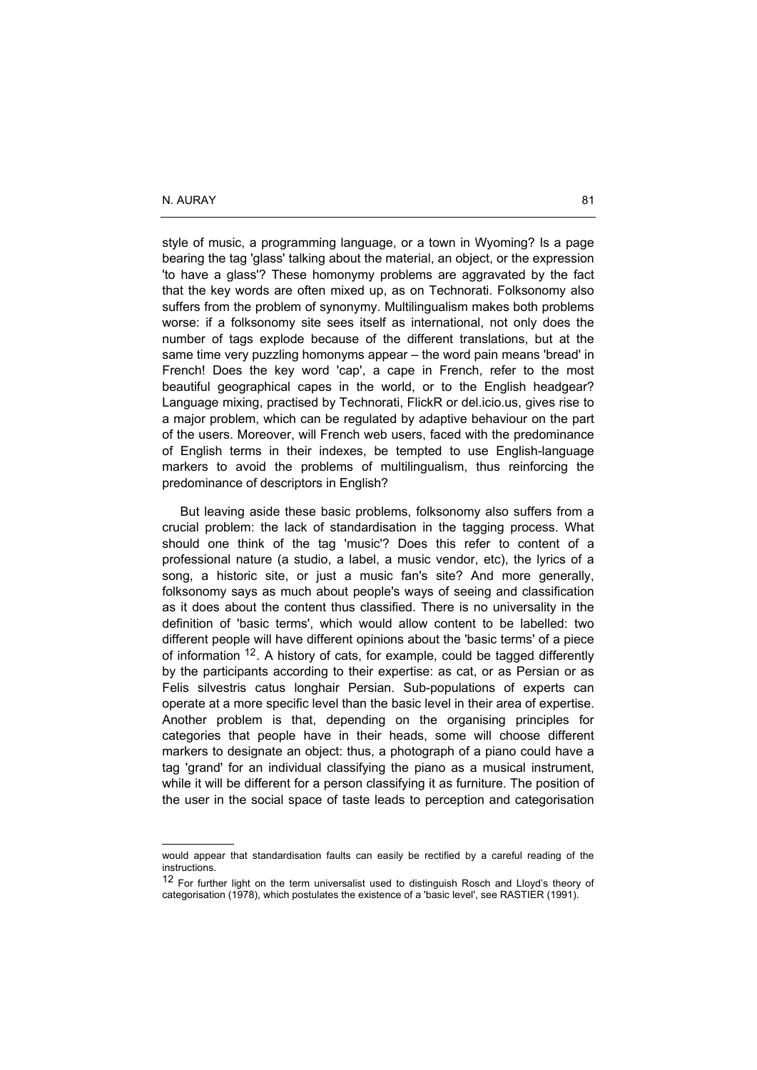style of music, a programming language, or a town in Wyoming? Is a page bearing the tag 'glass' talking about the material, an object, or the expression 'to have a glass'? These homonymy problems are aggravated by the fact that the key words are often mixed up, as on Technorati. Folksonomy also suffers from the problem of synonymy. Multilingualism makes both problems worse: if a folksonomy site sees itself as international, not only does the number of tags explode because of the different translations, but at the same time very puzzling homonyms appear – the word pain means 'bread' in French! Does the key word 'cap', a cape in French, refer to the most beautiful geographical capes in the world, or to the English headgear? Language mixing, practised by Technorati, FlickR or del.icio.us, gives rise to a major problem, which can be regulated by adaptive behaviour on the part of the users. Moreover, will French web users, faced with the predominance of English terms in their indexes, be tempted to use English-language markers to avoid the problems of multilingualism, thus reinforcing the predominance of descriptors in English?

But leaving aside these basic problems, folksonomy also suffers from a crucial problem: the lack of standardisation in the tagging process. What should one think of the tag 'music'? Does this refer to content of a professional nature (a studio, a label, a music vendor, etc), the lyrics of a song, a historic site, or just a music fan's site? And more generally, folksonomy says as much about people's ways of seeing and classification as it does about the content thus classified. There is no universality in the definition of 'basic terms', which would allow content to be labelled: two different people will have different opinions about the 'basic terms' of a piece of information [12]. A history of cats, for example, could be tagged differently by the participants according to their expertise: as cat, or as Persian or as Felis silvestris catus longhair Persian. Sub-populations of experts can operate at a more specific level than the basic level in their area of expertise. Another problem is that, depending on the organising principles for categories that people have in their heads, some will choose different markers to designate an object: thus, a photograph of a piano could have a tag 'grand' for an individual classifying the piano as a musical instrument, while it will be different for a person classifying it as furniture. The position of the user in the social space of taste leads to perception and categorisation

---

would appear that standardisation faults can easily be rectified by a careful reading of the instructions.

[12] For further light on the term universalist used to distinguish Rosch and Lloyd's theory of categorisation (1978), which postulates the existence of a 'basic level', see RASTIER (1991).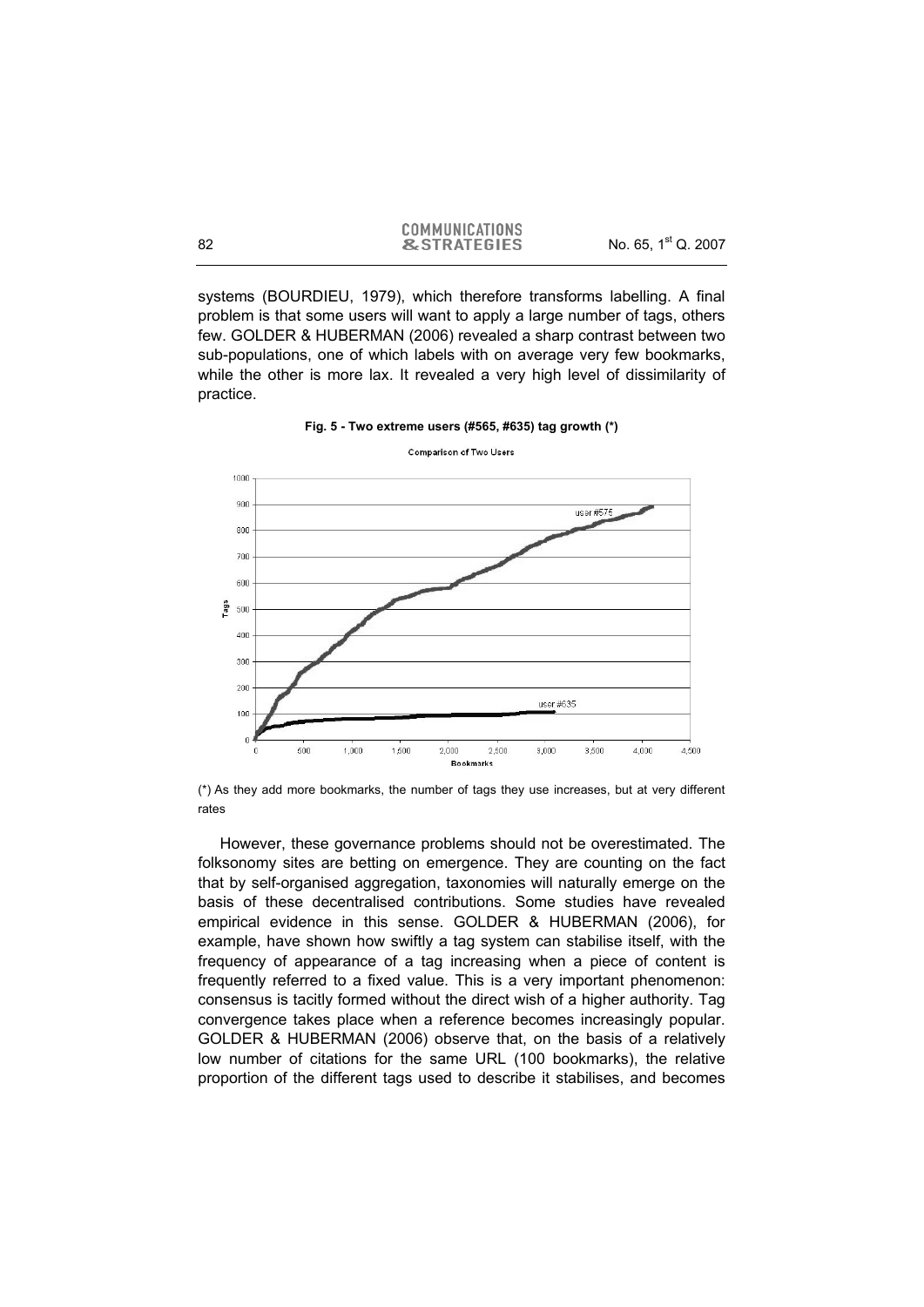systems (BOURDIEU, 1979), which therefore transforms labelling. A final problem is that some users will want to apply a large number of tags, others few. GOLDER & HUBERMAN (2006) revealed a sharp contrast between two sub-populations, one of which labels with on average very few bookmarks, while the other is more lax. It revealed a very high level of dissimilarity of practice.

**Fig. 5 - Two extreme users (#565, #635) tag growth (\*)**

(\*) As they add more bookmarks, the number of tags they use increases, but at very different rates

However, these governance problems should not be overestimated. The folksonomy sites are betting on emergence. They are counting on the fact that by self-organised aggregation, taxonomies will naturally emerge on the basis of these decentralised contributions. Some studies have revealed empirical evidence in this sense. GOLDER & HUBERMAN (2006), for example, have shown how swiftly a tag system can stabilise itself, with the frequency of appearance of a tag increasing when a piece of content is frequently referred to a fixed value. This is a very important phenomenon: consensus is tacitly formed without the direct wish of a higher authority. Tag convergence takes place when a reference becomes increasingly popular. GOLDER & HUBERMAN (2006) observe that, on the basis of a relatively low number of citations for the same URL (100 bookmarks), the relative proportion of the different tags used to describe it stabilises, and becomes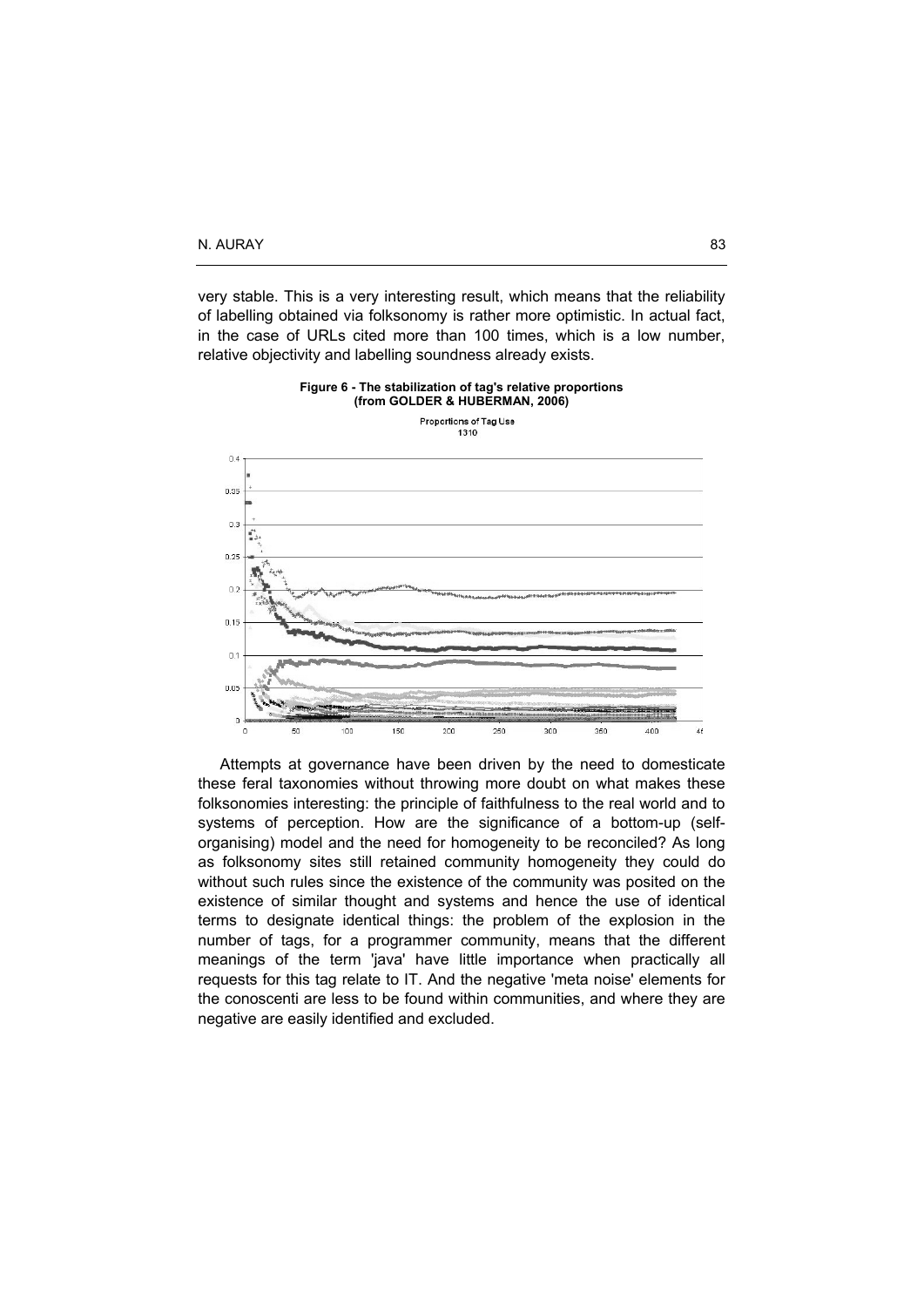very stable. This is a very interesting result, which means that the reliability of labelling obtained via folksonomy is rather more optimistic. In actual fact, in the case of URLs cited more than 100 times, which is a low number, relative objectivity and labelling soundness already exists.

**Figure 6 - The stabilization of tag's relative proportions (from GOLDER & HUBERMAN, 2006)**

Attempts at governance have been driven by the need to domesticate these feral taxonomies without throwing more doubt on what makes these folksonomies interesting: the principle of faithfulness to the real world and to systems of perception. How are the significance of a bottom-up (self-organising) model and the need for homogeneity to be reconciled? As long as folksonomy sites still retained community homogeneity they could do without such rules since the existence of the community was posited on the existence of similar thought and systems and hence the use of identical terms to designate identical things: the problem of the explosion in the number of tags, for a programmer community, means that the different meanings of the term 'java' have little importance when practically all requests for this tag relate to IT. And the negative 'meta noise' elements for the conoscenti are less to be found within communities, and where they are negative are easily identified and excluded.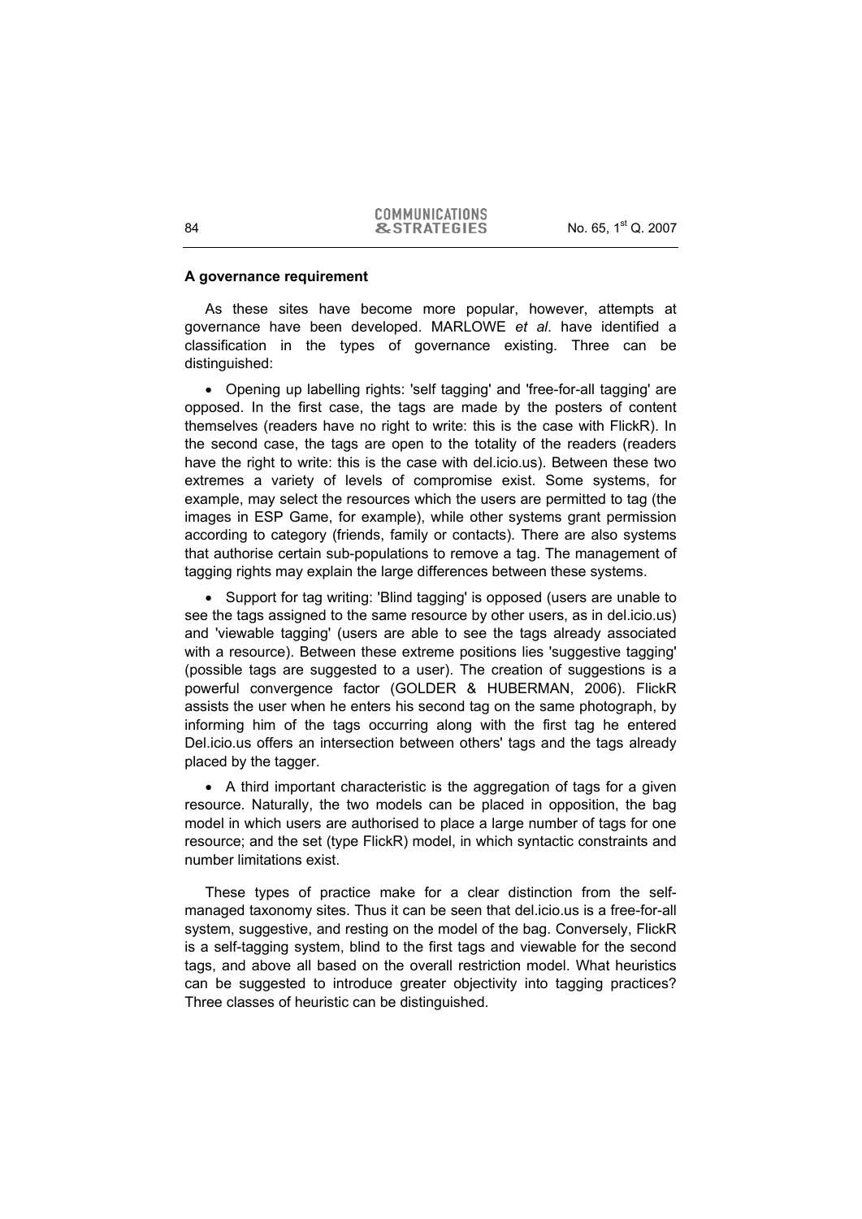**A governance requirement**

As these sites have become more popular, however, attempts at governance have been developed. MARLOWE *et al*. have identified a classification in the types of governance existing. Three can be distinguished:

- Opening up labelling rights: 'self tagging' and 'free-for-all tagging' are opposed. In the first case, the tags are made by the posters of content themselves (readers have no right to write: this is the case with FlickR). In the second case, the tags are open to the totality of the readers (readers have the right to write: this is the case with del.icio.us). Between these two extremes a variety of levels of compromise exist. Some systems, for example, may select the resources which the users are permitted to tag (the images in ESP Game, for example), while other systems grant permission according to category (friends, family or contacts). There are also systems that authorise certain sub-populations to remove a tag. The management of tagging rights may explain the large differences between these systems.

- Support for tag writing: 'Blind tagging' is opposed (users are unable to see the tags assigned to the same resource by other users, as in del.icio.us) and 'viewable tagging' (users are able to see the tags already associated with a resource). Between these extreme positions lies 'suggestive tagging' (possible tags are suggested to a user). The creation of suggestions is a powerful convergence factor (GOLDER & HUBERMAN, 2006). FlickR assists the user when he enters his second tag on the same photograph, by informing him of the tags occurring along with the first tag he entered Del.icio.us offers an intersection between others' tags and the tags already placed by the tagger.

- A third important characteristic is the aggregation of tags for a given resource. Naturally, the two models can be placed in opposition, the bag model in which users are authorised to place a large number of tags for one resource; and the set (type FlickR) model, in which syntactic constraints and number limitations exist.

These types of practice make for a clear distinction from the self-managed taxonomy sites. Thus it can be seen that del.icio.us is a free-for-all system, suggestive, and resting on the model of the bag. Conversely, FlickR is a self-tagging system, blind to the first tags and viewable for the second tags, and above all based on the overall restriction model. What heuristics can be suggested to introduce greater objectivity into tagging practices? Three classes of heuristic can be distinguished.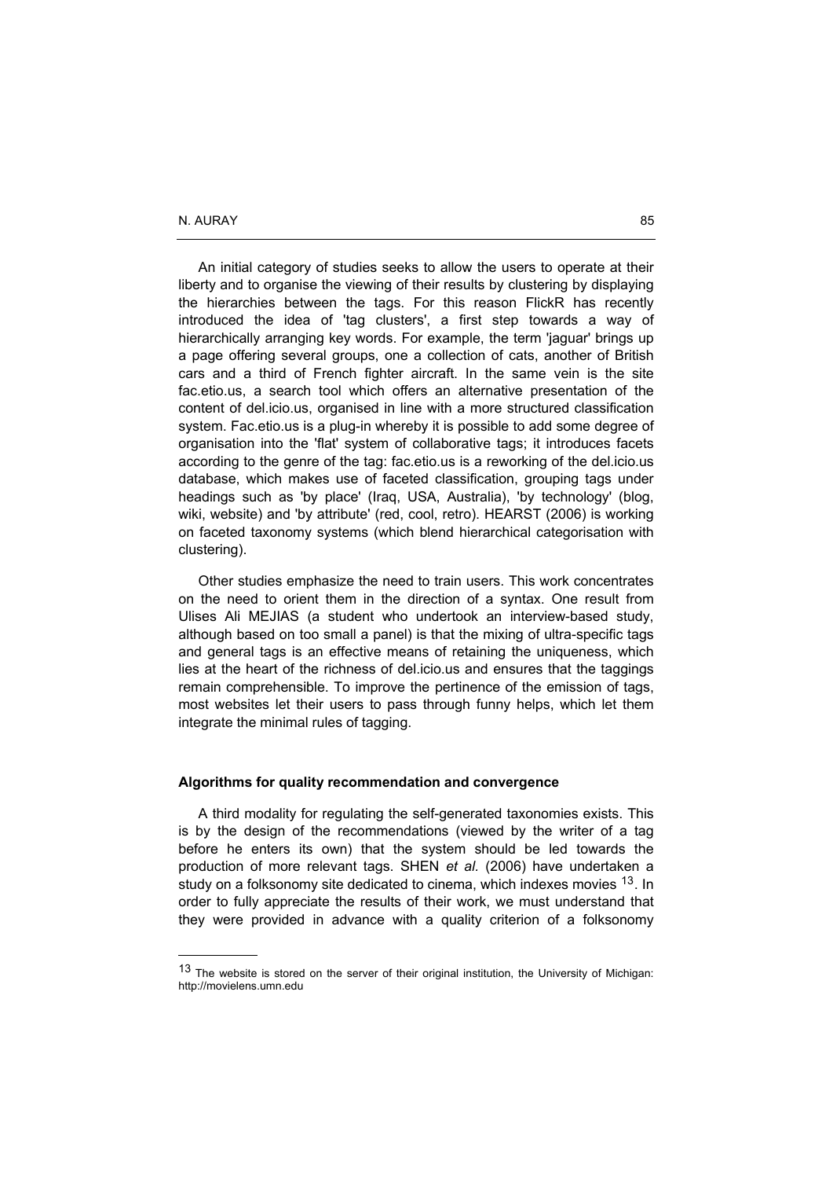An initial category of studies seeks to allow the users to operate at their liberty and to organise the viewing of their results by clustering by displaying the hierarchies between the tags. For this reason FlickR has recently introduced the idea of 'tag clusters', a first step towards a way of hierarchically arranging key words. For example, the term 'jaguar' brings up a page offering several groups, one a collection of cats, another of British cars and a third of French fighter aircraft. In the same vein is the site fac.etio.us, a search tool which offers an alternative presentation of the content of del.icio.us, organised in line with a more structured classification system. Fac.etio.us is a plug-in whereby it is possible to add some degree of organisation into the 'flat' system of collaborative tags; it introduces facets according to the genre of the tag: fac.etio.us is a reworking of the del.icio.us database, which makes use of faceted classification, grouping tags under headings such as 'by place' (Iraq, USA, Australia), 'by technology' (blog, wiki, website) and 'by attribute' (red, cool, retro). HEARST (2006) is working on faceted taxonomy systems (which blend hierarchical categorisation with clustering).

Other studies emphasize the need to train users. This work concentrates on the need to orient them in the direction of a syntax. One result from Ulises Ali MEJIAS (a student who undertook an interview-based study, although based on too small a panel) is that the mixing of ultra-specific tags and general tags is an effective means of retaining the uniqueness, which lies at the heart of the richness of del.icio.us and ensures that the taggings remain comprehensible. To improve the pertinence of the emission of tags, most websites let their users to pass through funny helps, which let them integrate the minimal rules of tagging.

### Algorithms for quality recommendation and convergence

A third modality for regulating the self-generated taxonomies exists. This is by the design of the recommendations (viewed by the writer of a tag before he enters its own) that the system should be led towards the production of more relevant tags. SHEN *et al.* (2006) have undertaken a study on a folksonomy site dedicated to cinema, which indexes movies [13]. In order to fully appreciate the results of their work, we must understand that they were provided in advance with a quality criterion of a folksonomy

---

[13] The website is stored on the server of their original institution, the University of Michigan: http://movielens.umn.edu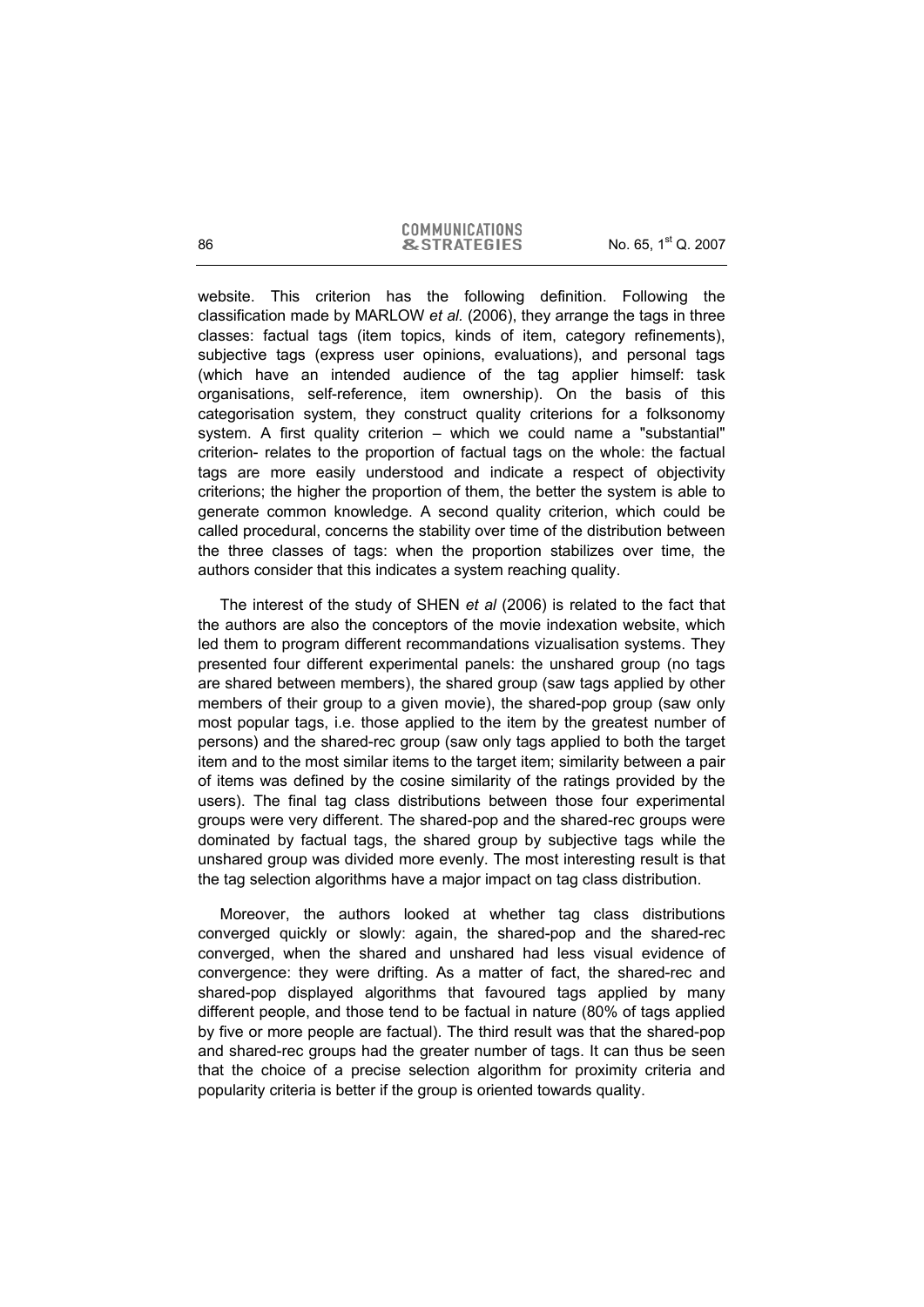website. This criterion has the following definition. Following the classification made by MARLOW *et al.* (2006), they arrange the tags in three classes: factual tags (item topics, kinds of item, category refinements), subjective tags (express user opinions, evaluations), and personal tags (which have an intended audience of the tag applier himself: task organisations, self-reference, item ownership). On the basis of this categorisation system, they construct quality criterions for a folksonomy system. A first quality criterion – which we could name a "substantial" criterion- relates to the proportion of factual tags on the whole: the factual tags are more easily understood and indicate a respect of objectivity criterions; the higher the proportion of them, the better the system is able to generate common knowledge. A second quality criterion, which could be called procedural, concerns the stability over time of the distribution between the three classes of tags: when the proportion stabilizes over time, the authors consider that this indicates a system reaching quality.

The interest of the study of SHEN *et al* (2006) is related to the fact that the authors are also the conceptors of the movie indexation website, which led them to program different recommandations vizualisation systems. They presented four different experimental panels: the unshared group (no tags are shared between members), the shared group (saw tags applied by other members of their group to a given movie), the shared-pop group (saw only most popular tags, i.e. those applied to the item by the greatest number of persons) and the shared-rec group (saw only tags applied to both the target item and to the most similar items to the target item; similarity between a pair of items was defined by the cosine similarity of the ratings provided by the users). The final tag class distributions between those four experimental groups were very different. The shared-pop and the shared-rec groups were dominated by factual tags, the shared group by subjective tags while the unshared group was divided more evenly. The most interesting result is that the tag selection algorithms have a major impact on tag class distribution.

Moreover, the authors looked at whether tag class distributions converged quickly or slowly: again, the shared-pop and the shared-rec converged, when the shared and unshared had less visual evidence of convergence: they were drifting. As a matter of fact, the shared-rec and shared-pop displayed algorithms that favoured tags applied by many different people, and those tend to be factual in nature (80% of tags applied by five or more people are factual). The third result was that the shared-pop and shared-rec groups had the greater number of tags. It can thus be seen that the choice of a precise selection algorithm for proximity criteria and popularity criteria is better if the group is oriented towards quality.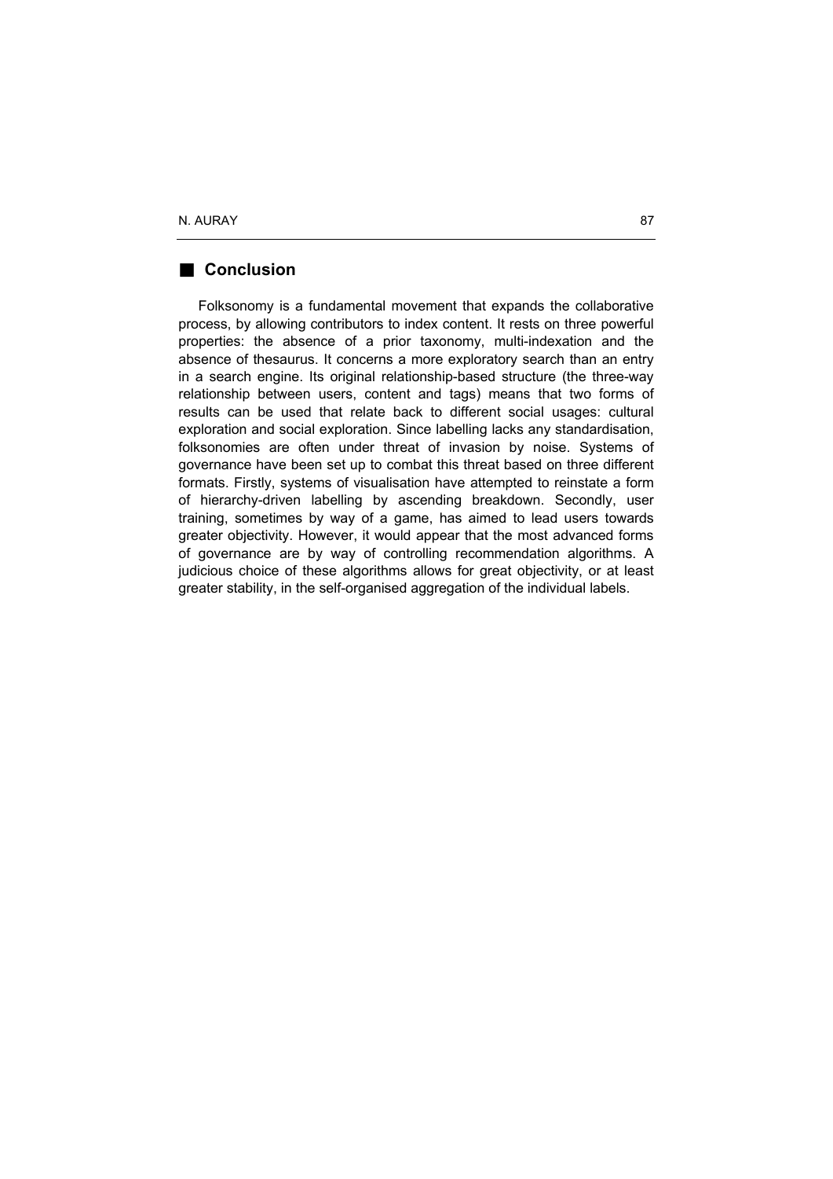## Conclusion

Folksonomy is a fundamental movement that expands the collaborative process, by allowing contributors to index content. It rests on three powerful properties: the absence of a prior taxonomy, multi-indexation and the absence of thesaurus. It concerns a more exploratory search than an entry in a search engine. Its original relationship-based structure (the three-way relationship between users, content and tags) means that two forms of results can be used that relate back to different social usages: cultural exploration and social exploration. Since labelling lacks any standardisation, folksonomies are often under threat of invasion by noise. Systems of governance have been set up to combat this threat based on three different formats. Firstly, systems of visualisation have attempted to reinstate a form of hierarchy-driven labelling by ascending breakdown. Secondly, user training, sometimes by way of a game, has aimed to lead users towards greater objectivity. However, it would appear that the most advanced forms of governance are by way of controlling recommendation algorithms. A judicious choice of these algorithms allows for great objectivity, or at least greater stability, in the self-organised aggregation of the individual labels.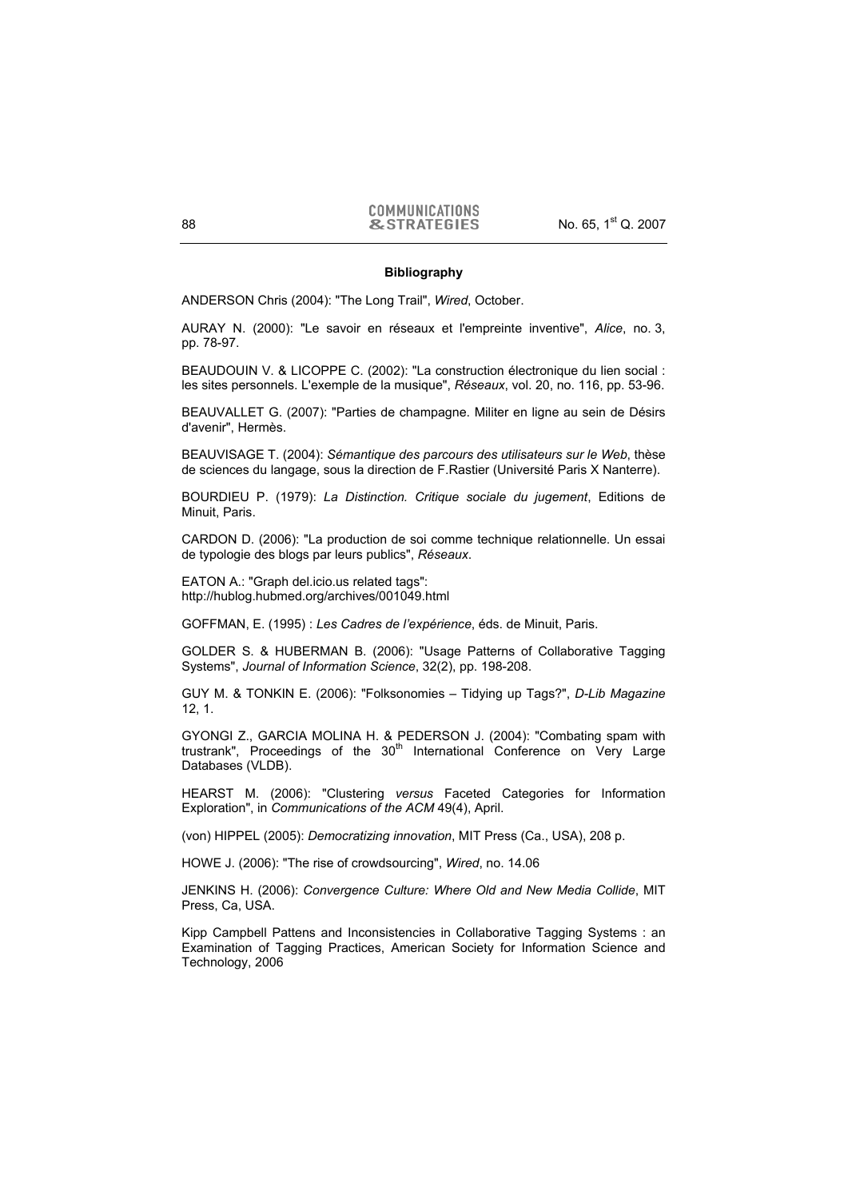**Bibliography**

ANDERSON Chris (2004): "The Long Trail", *Wired*, October.

AURAY N. (2000): "Le savoir en réseaux et l'empreinte inventive", *Alice*, no. 3, pp. 78-97.

BEAUDOUIN V. & LICOPPE C. (2002): "La construction électronique du lien social : les sites personnels. L'exemple de la musique", *Réseaux*, vol. 20, no. 116, pp. 53-96.

BEAUVALLET G. (2007): "Parties de champagne. Militer en ligne au sein de Désirs d'avenir", Hermès.

BEAUVISAGE T. (2004): *Sémantique des parcours des utilisateurs sur le Web*, thèse de sciences du langage, sous la direction de F.Rastier (Université Paris X Nanterre).

BOURDIEU P. (1979): *La Distinction. Critique sociale du jugement*, Editions de Minuit, Paris.

CARDON D. (2006): "La production de soi comme technique relationnelle. Un essai de typologie des blogs par leurs publics", *Réseaux*.

EATON A.: "Graph del.icio.us related tags":
http://hublog.hubmed.org/archives/001049.html

GOFFMAN, E. (1995) : *Les Cadres de l'expérience*, éds. de Minuit, Paris.

GOLDER S. & HUBERMAN B. (2006): "Usage Patterns of Collaborative Tagging Systems", *Journal of Information Science*, 32(2), pp. 198-208.

GUY M. & TONKIN E. (2006): "Folksonomies – Tidying up Tags?", *D-Lib Magazine* 12, 1.

GYONGI Z., GARCIA MOLINA H. & PEDERSON J. (2004): "Combating spam with trustrank", Proceedings of the 30th International Conference on Very Large Databases (VLDB).

HEARST M. (2006): "Clustering *versus* Faceted Categories for Information Exploration", in *Communications of the ACM* 49(4), April.

(von) HIPPEL (2005): *Democratizing innovation*, MIT Press (Ca., USA), 208 p.

HOWE J. (2006): "The rise of crowdsourcing", *Wired*, no. 14.06

JENKINS H. (2006): *Convergence Culture: Where Old and New Media Collide*, MIT Press, Ca, USA.

Kipp Campbell Pattens and Inconsistencies in Collaborative Tagging Systems : an Examination of Tagging Practices, American Society for Information Science and Technology, 2006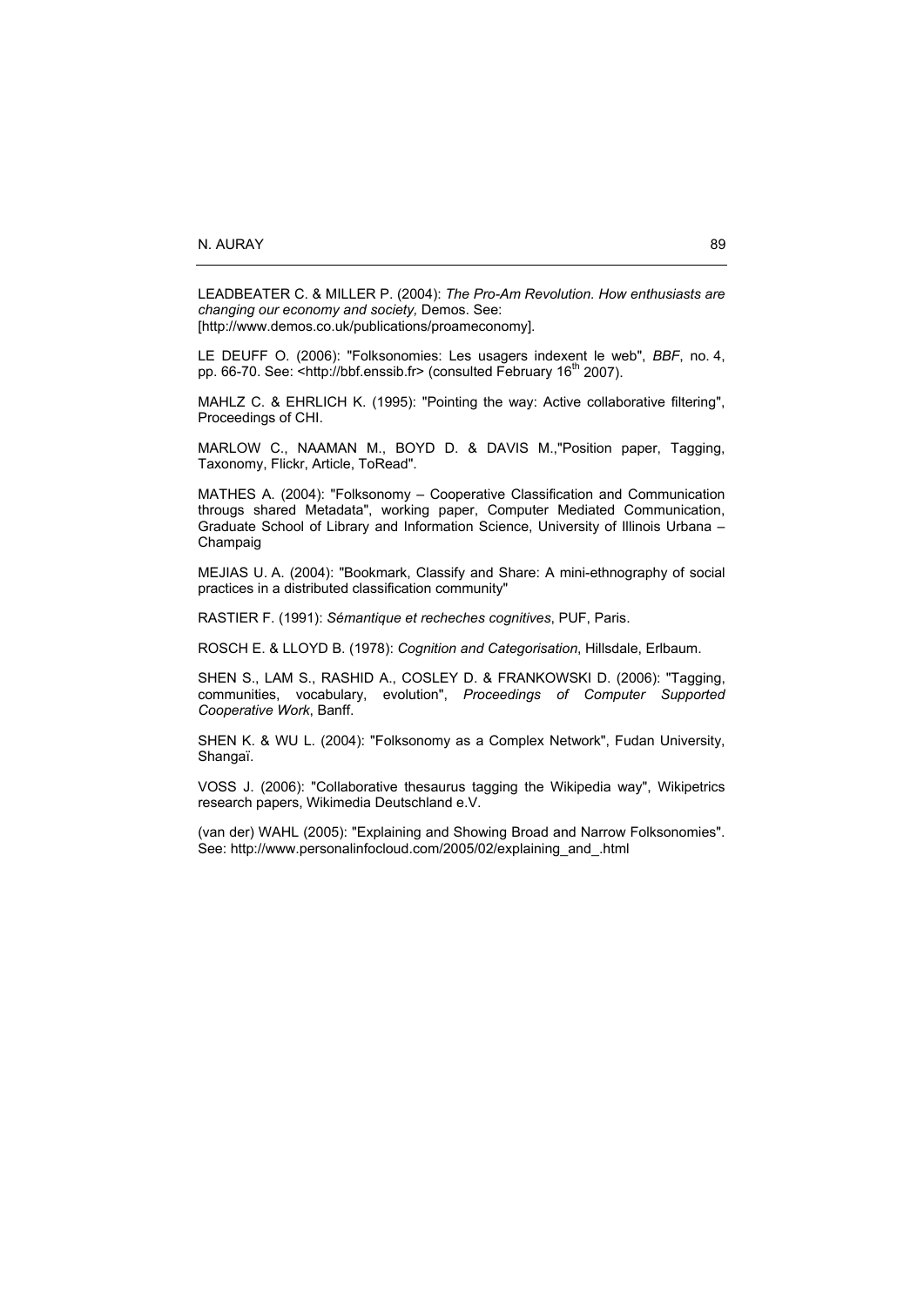LEADBEATER C. & MILLER P. (2004): *The Pro-Am Revolution. How enthusiasts are changing our economy and society,* Demos. See: [http://www.demos.co.uk/publications/proameconomy].

LE DEUFF O. (2006): "Folksonomies: Les usagers indexent le web", *BBF*, no. 4, pp. 66-70. See: <http://bbf.enssib.fr> (consulted February 16th 2007).

MAHLZ C. & EHRLICH K. (1995): "Pointing the way: Active collaborative filtering", Proceedings of CHI.

MARLOW C., NAAMAN M., BOYD D. & DAVIS M.,"Position paper, Tagging, Taxonomy, Flickr, Article, ToRead".

MATHES A. (2004): "Folksonomy – Cooperative Classification and Communication througs shared Metadata", working paper, Computer Mediated Communication, Graduate School of Library and Information Science, University of Illinois Urbana – Champaig

MEJIAS U. A. (2004): "Bookmark, Classify and Share: A mini-ethnography of social practices in a distributed classification community"

RASTIER F. (1991): *Sémantique et recheches cognitives*, PUF, Paris.

ROSCH E. & LLOYD B. (1978): *Cognition and Categorisation*, Hillsdale, Erlbaum.

SHEN S., LAM S., RASHID A., COSLEY D. & FRANKOWSKI D. (2006): "Tagging, communities, vocabulary, evolution", *Proceedings of Computer Supported Cooperative Work*, Banff.

SHEN K. & WU L. (2004): "Folksonomy as a Complex Network", Fudan University, Shangaï.

VOSS J. (2006): "Collaborative thesaurus tagging the Wikipedia way", Wikipetrics research papers, Wikimedia Deutschland e.V.

(van der) WAHL (2005): "Explaining and Showing Broad and Narrow Folksonomies". See: http://www.personalinfocloud.com/2005/02/explaining_and_.html